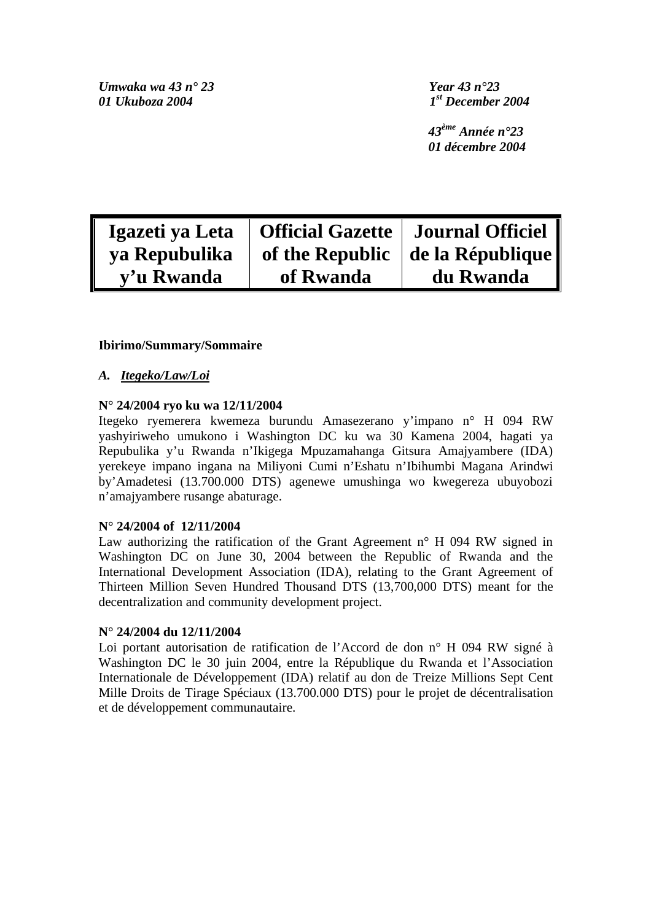*Umwaka wa 43 n° 23*
*01 Ukuboza 2004*

*Year 43 n°23*
*1st December 2004*

*43ème Année n°23*
*01 décembre 2004*

| Igazeti ya Leta ya Repubulika y'u Rwanda | Official Gazette of the Republic of Rwanda | Journal Officiel de la République du Rwanda |
|---|---|---|

**Ibirimo/Summary/Sommaire**

*A.* ***Itegeko/Law/Loi***

**N° 24/2004 ryo ku wa 12/11/2004**

Itegeko ryemerera kwemeza burundu Amasezerano y'impano n° H 094 RW yashyiriweho umukono i Washington DC ku wa 30 Kamena 2004, hagati ya Repubulika y'u Rwanda n'Ikigega Mpuzamahanga Gitsura Amajyambere (IDA) yerekeye impano ingana na Miliyoni Cumi n'Eshatu n'Ibihumbi Magana Arindwi by'Amadetesi (13.700.000 DTS) agenewe umushinga wo kwegereza ubuyobozi n'amajyambere rusange abaturage.

**N° 24/2004 of 12/11/2004**

Law authorizing the ratification of the Grant Agreement n° H 094 RW signed in Washington DC on June 30, 2004 between the Republic of Rwanda and the International Development Association (IDA), relating to the Grant Agreement of Thirteen Million Seven Hundred Thousand DTS (13,700,000 DTS) meant for the decentralization and community development project.

**N° 24/2004 du 12/11/2004**

Loi portant autorisation de ratification de l'Accord de don n° H 094 RW signé à Washington DC le 30 juin 2004, entre la République du Rwanda et l'Association Internationale de Développement (IDA) relatif au don de Treize Millions Sept Cent Mille Droits de Tirage Spéciaux (13.700.000 DTS) pour le projet de décentralisation et de développement communautaire.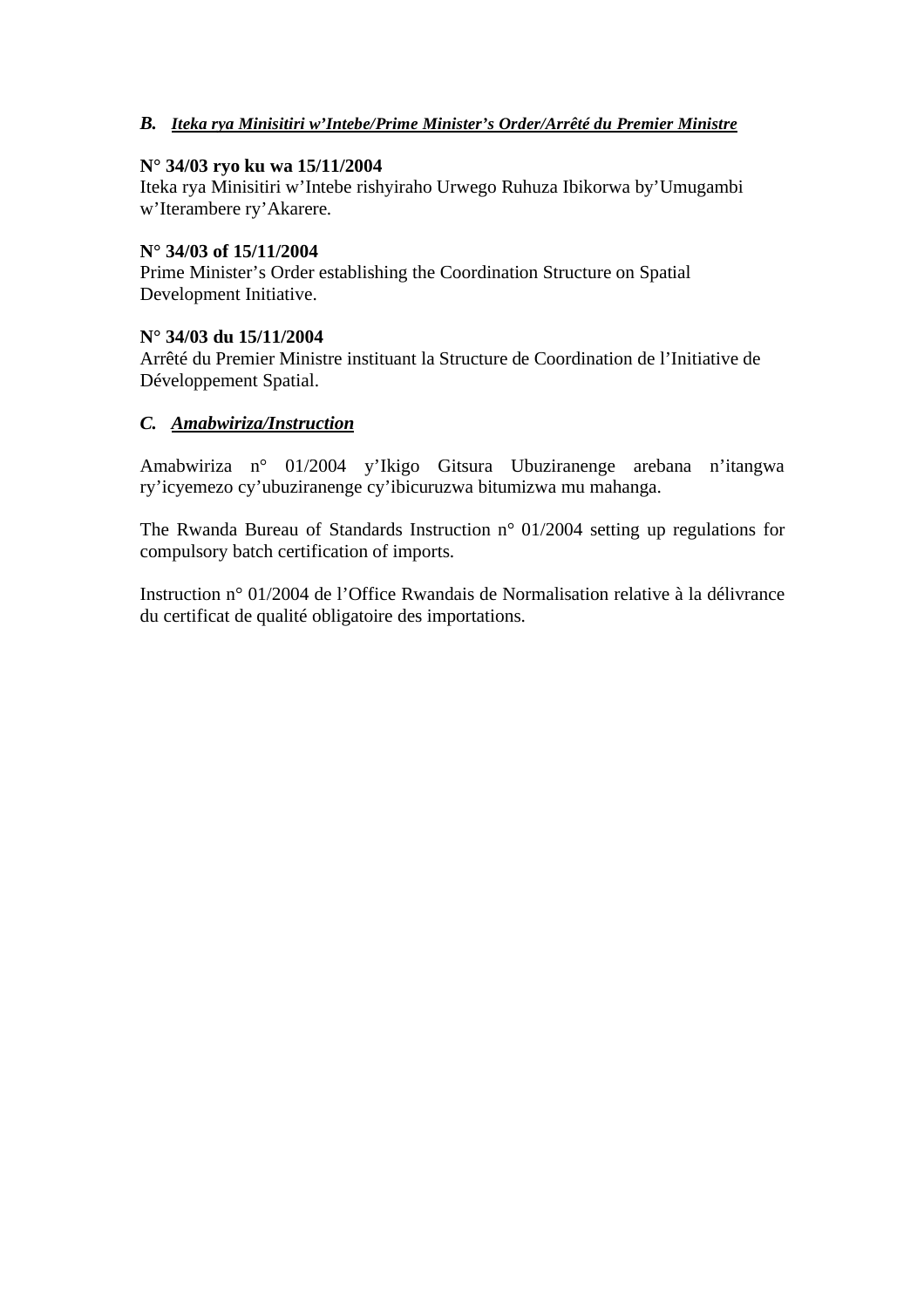### *B. <u>Iteka rya Minisitiri w'Intebe/Prime Minister's Order/Arrêté du Premier Ministre</u>*

**N° 34/03 ryo ku wa 15/11/2004**
Iteka rya Minisitiri w'Intebe rishyiraho Urwego Ruhuza Ibikorwa by'Umugambi w'Iterambere ry'Akarere.

**N° 34/03 of 15/11/2004**
Prime Minister's Order establishing the Coordination Structure on Spatial Development Initiative.

**N° 34/03 du 15/11/2004**
Arrêté du Premier Ministre instituant la Structure de Coordination de l'Initiative de Développement Spatial.

### *C. <u>Amabwiriza/Instruction</u>*

Amabwiriza n° 01/2004 y'Ikigo Gitsura Ubuziranenge arebana n'itangwa ry'icyemezo cy'ubuziranenge cy'ibicuruzwa bitumizwa mu mahanga.

The Rwanda Bureau of Standards Instruction n° 01/2004 setting up regulations for compulsory batch certification of imports.

Instruction n° 01/2004 de l'Office Rwandais de Normalisation relative à la délivrance du certificat de qualité obligatoire des importations.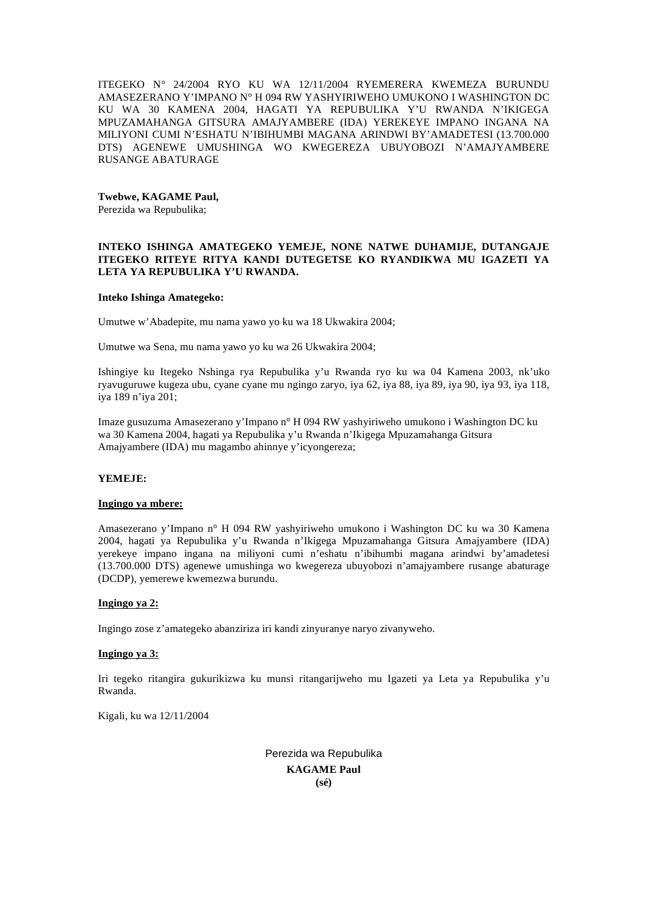ITEGEKO N° 24/2004 RYO KU WA 12/11/2004 RYEMERERA KWEMEZA BURUNDU AMASEZERANO Y'IMPANO N° H 094 RW YASHYIRIWEHO UMUKONO I WASHINGTON DC KU WA 30 KAMENA 2004, HAGATI YA REPUBULIKA Y'U RWANDA N'IKIGEGA MPUZAMAHANGA GITSURA AMAJYAMBERE (IDA) YEREKEYE IMPANO INGANA NA MILIYONI CUMI N'ESHATU N'IBIHUMBI MAGANA ARINDWI BY'AMADETESI (13.700.000 DTS) AGENEWE UMUSHINGA WO KWEGEREZA UBUYOBOZI N'AMAJYAMBERE RUSANGE ABATURAGE

**Twebwe, KAGAME Paul,**
Perezida wa Repubulika;

**INTEKO ISHINGA AMATEGEKO YEMEJE, NONE NATWE DUHAMIJE, DUTANGAJE ITEGEKO RITEYE RITYA KANDI DUTEGETSE KO RYANDIKWA MU IGAZETI YA LETA YA REPUBULIKA Y'U RWANDA.**

**Inteko Ishinga Amategeko:**

Umutwe w'Abadepite, mu nama yawo yo ku wa 18 Ukwakira 2004;

Umutwe wa Sena, mu nama yawo yo ku wa 26 Ukwakira 2004;

Ishingiye ku Itegeko Nshinga rya Repubulika y'u Rwanda ryo ku wa 04 Kamena 2003, nk'uko ryavuguruwe kugeza ubu, cyane cyane mu ngingo zaryo, iya 62, iya 88, iya 89, iya 90, iya 93, iya 118, iya 189 n'iya 201;

Imaze gusuzuma Amasezerano y'Impano n° H 094 RW yashyiriweho umukono i Washington DC ku wa 30 Kamena 2004, hagati ya Repubulika y'u Rwanda n'Ikigega Mpuzamahanga Gitsura Amajyambere (IDA) mu magambo ahinnye y'icyongereza;

**YEMEJE:**

**Ingingo ya mbere:**

Amasezerano y'Impano n° H 094 RW yashyiriweho umukono i Washington DC ku wa 30 Kamena 2004, hagati ya Repubulika y'u Rwanda n'Ikigega Mpuzamahanga Gitsura Amajyambere (IDA) yerekeye impano ingana na miliyoni cumi n'eshatu n'ibihumbi magana arindwi by'amadetesi (13.700.000 DTS) agenewe umushinga wo kwegereza ubuyobozi n'amajyambere rusange abaturage (DCDP), yemerewe kwemezwa burundu.

**Ingingo ya 2:**

Ingingo zose z'amategeko abanziriza iri kandi zinyuranye naryo zivanyweho.

**Ingingo ya 3:**

Iri tegeko ritangira gukurikizwa ku munsi ritangarijweho mu Igazeti ya Leta ya Repubulika y'u Rwanda.

Kigali, ku wa 12/11/2004

Perezida wa Repubulika
**KAGAME Paul**
**(sé)**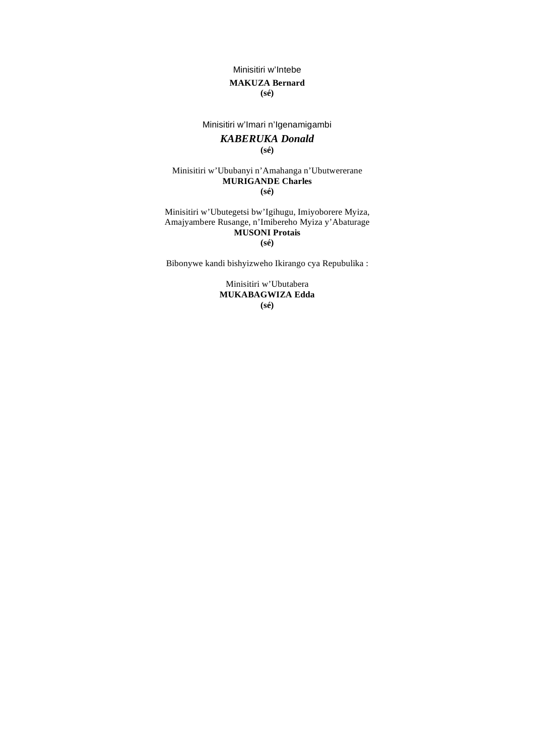Minisitiri w'Intebe
**MAKUZA Bernard**
**(sé)**

Minisitiri w'Imari n'Igenamigambi
***KABERUKA Donald***
**(sé)**

Minisitiri w'Ububanyi n'Amahanga n'Ubutwererane
**MURIGANDE Charles**
**(sé)**

Minisitiri w'Ubutegetsi bw'Igihugu, Imiyoborere Myiza, Amajyambere Rusange, n'Imibereho Myiza y'Abaturage
**MUSONI Protais**
**(sé)**

Bibonywe kandi bishyizweho Ikirango cya Repubulika :

Minisitiri w'Ubutabera
**MUKABAGWIZA Edda**
**(sé)**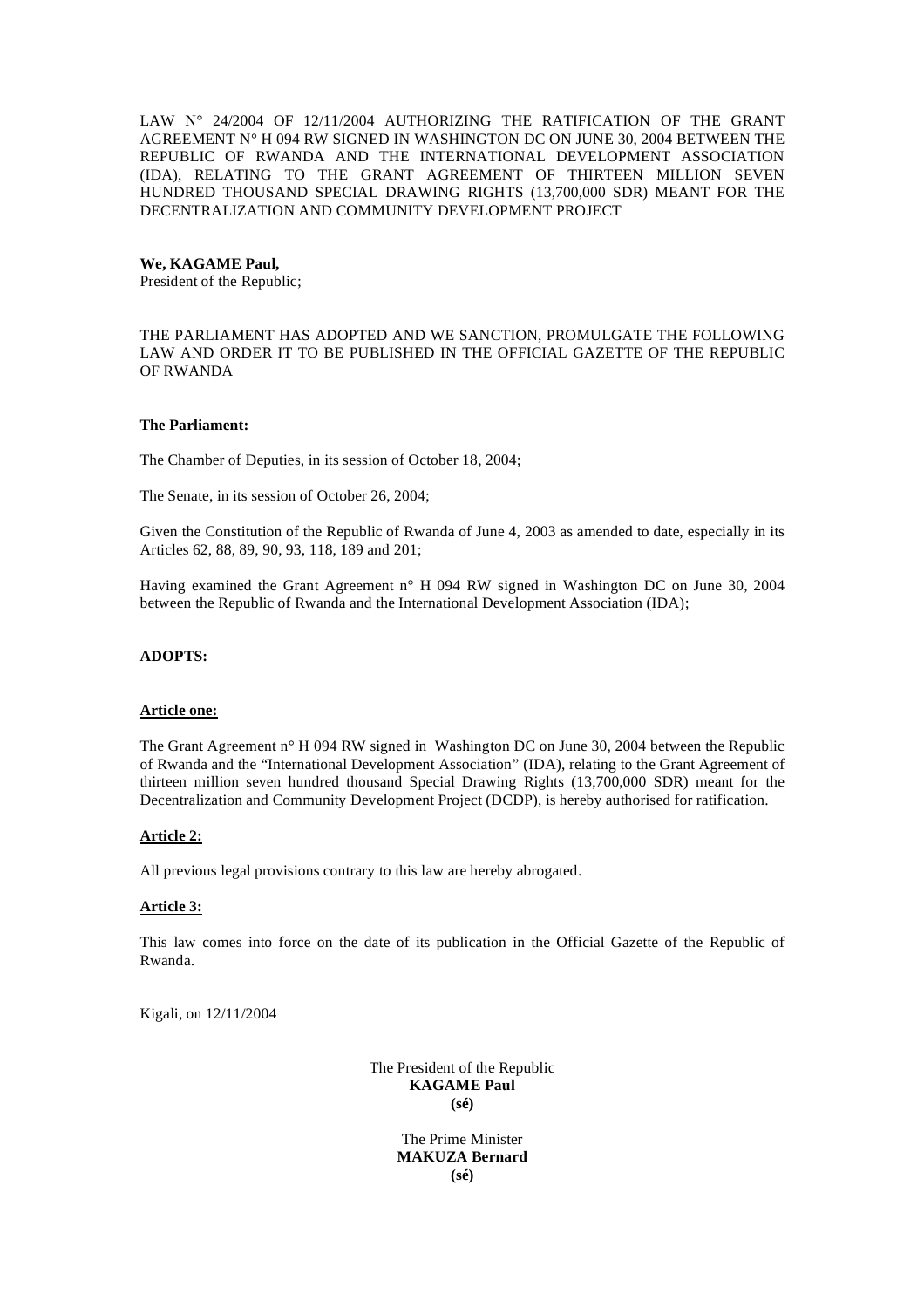LAW N° 24/2004 OF 12/11/2004 AUTHORIZING THE RATIFICATION OF THE GRANT AGREEMENT N° H 094 RW SIGNED IN WASHINGTON DC ON JUNE 30, 2004 BETWEEN THE REPUBLIC OF RWANDA AND THE INTERNATIONAL DEVELOPMENT ASSOCIATION (IDA), RELATING TO THE GRANT AGREEMENT OF THIRTEEN MILLION SEVEN HUNDRED THOUSAND SPECIAL DRAWING RIGHTS (13,700,000 SDR) MEANT FOR THE DECENTRALIZATION AND COMMUNITY DEVELOPMENT PROJECT

**We, KAGAME Paul,**
President of the Republic;

THE PARLIAMENT HAS ADOPTED AND WE SANCTION, PROMULGATE THE FOLLOWING LAW AND ORDER IT TO BE PUBLISHED IN THE OFFICIAL GAZETTE OF THE REPUBLIC OF RWANDA

**The Parliament:**

The Chamber of Deputies, in its session of October 18, 2004;

The Senate, in its session of October 26, 2004;

Given the Constitution of the Republic of Rwanda of June 4, 2003 as amended to date, especially in its Articles 62, 88, 89, 90, 93, 118, 189 and 201;

Having examined the Grant Agreement n° H 094 RW signed in Washington DC on June 30, 2004 between the Republic of Rwanda and the International Development Association (IDA);

**ADOPTS:**

**Article one:**

The Grant Agreement n° H 094 RW signed in Washington DC on June 30, 2004 between the Republic of Rwanda and the "International Development Association" (IDA), relating to the Grant Agreement of thirteen million seven hundred thousand Special Drawing Rights (13,700,000 SDR) meant for the Decentralization and Community Development Project (DCDP), is hereby authorised for ratification.

**Article 2:**

All previous legal provisions contrary to this law are hereby abrogated.

**Article 3:**

This law comes into force on the date of its publication in the Official Gazette of the Republic of Rwanda.

Kigali, on 12/11/2004

The President of the Republic
**KAGAME Paul**
**(sé)**

The Prime Minister
**MAKUZA Bernard**
**(sé)**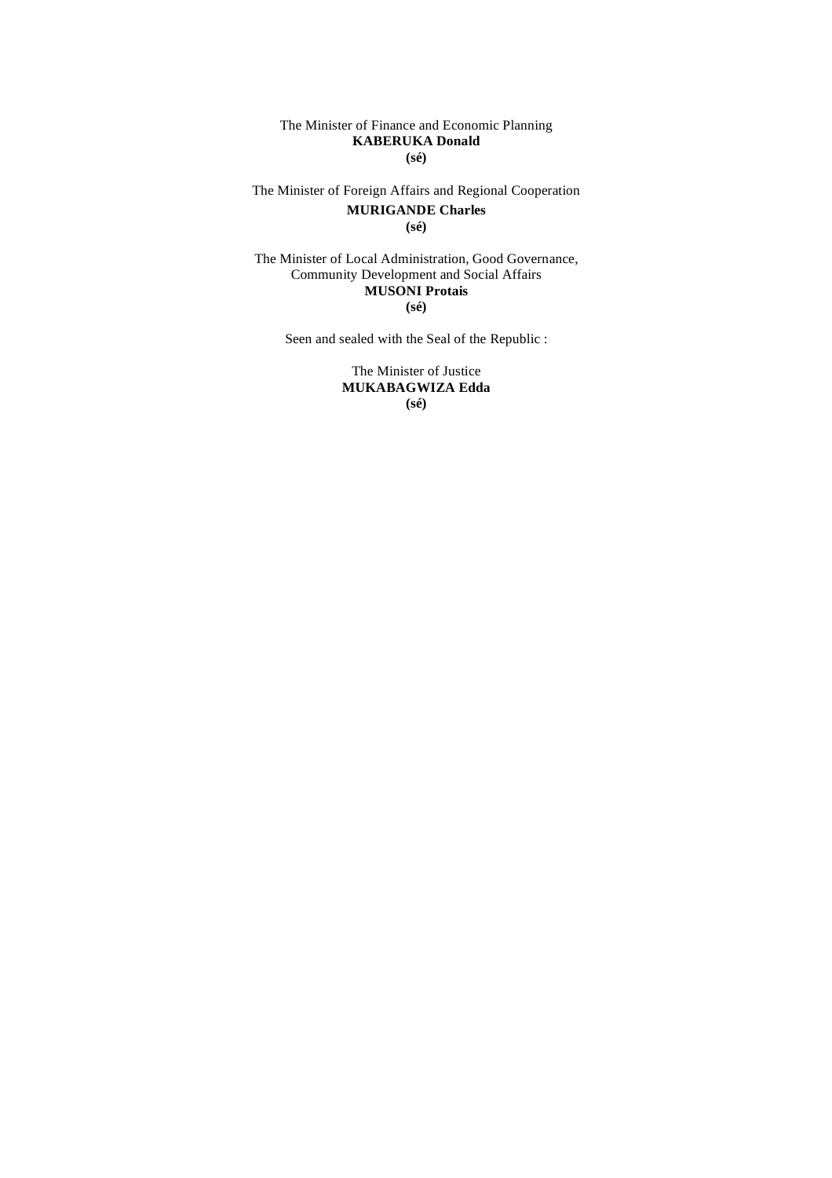The Minister of Finance and Economic Planning
**KABERUKA Donald**
**(sé)**

The Minister of Foreign Affairs and Regional Cooperation
**MURIGANDE Charles**
**(sé)**

The Minister of Local Administration, Good Governance, Community Development and Social Affairs
**MUSONI Protais**
**(sé)**

Seen and sealed with the Seal of the Republic :

The Minister of Justice
**MUKABAGWIZA Edda**
**(sé)**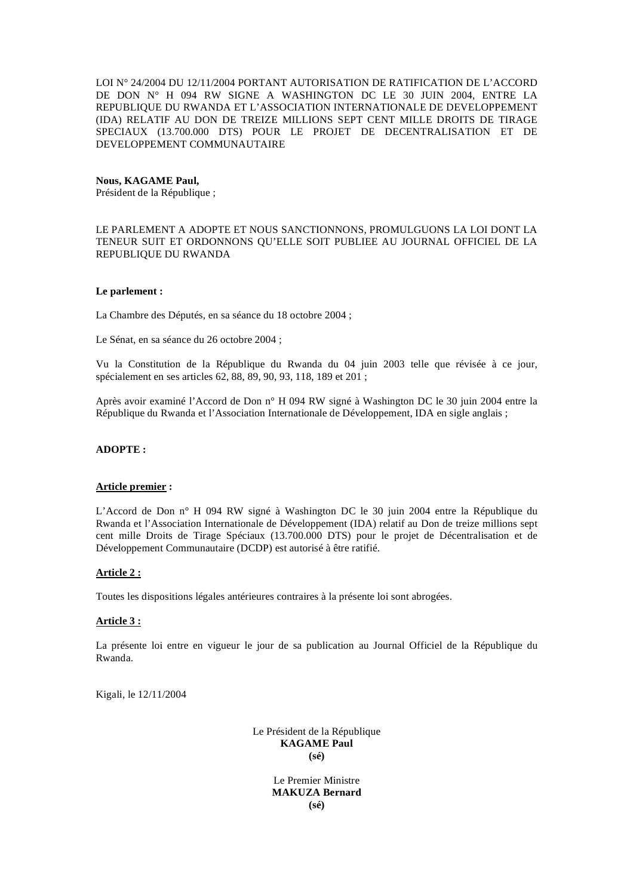LOI N° 24/2004 DU 12/11/2004 PORTANT AUTORISATION DE RATIFICATION DE L'ACCORD DE DON N° H 094 RW SIGNE A WASHINGTON DC LE 30 JUIN 2004, ENTRE LA REPUBLIQUE DU RWANDA ET L'ASSOCIATION INTERNATIONALE DE DEVELOPPEMENT (IDA) RELATIF AU DON DE TREIZE MILLIONS SEPT CENT MILLE DROITS DE TIRAGE SPECIAUX (13.700.000 DTS) POUR LE PROJET DE DECENTRALISATION ET DE DEVELOPPEMENT COMMUNAUTAIRE

**Nous, KAGAME Paul,**
Président de la République ;

LE PARLEMENT A ADOPTE ET NOUS SANCTIONNONS, PROMULGUONS LA LOI DONT LA TENEUR SUIT ET ORDONNONS QU'ELLE SOIT PUBLIEE AU JOURNAL OFFICIEL DE LA REPUBLIQUE DU RWANDA

**Le parlement :**

La Chambre des Députés, en sa séance du 18 octobre 2004 ;

Le Sénat, en sa séance du 26 octobre 2004 ;

Vu la Constitution de la République du Rwanda du 04 juin 2003 telle que révisée à ce jour, spécialement en ses articles 62, 88, 89, 90, 93, 118, 189 et 201 ;

Après avoir examiné l'Accord de Don n° H 094 RW signé à Washington DC le 30 juin 2004 entre la République du Rwanda et l'Association Internationale de Développement, IDA en sigle anglais ;

**ADOPTE :**

**Article premier :**

L'Accord de Don n° H 094 RW signé à Washington DC le 30 juin 2004 entre la République du Rwanda et l'Association Internationale de Développement (IDA) relatif au Don de treize millions sept cent mille Droits de Tirage Spéciaux (13.700.000 DTS) pour le projet de Décentralisation et de Développement Communautaire (DCDP) est autorisé à être ratifié.

**Article 2 :**

Toutes les dispositions légales antérieures contraires à la présente loi sont abrogées.

**Article 3 :**

La présente loi entre en vigueur le jour de sa publication au Journal Officiel de la République du Rwanda.

Kigali, le 12/11/2004

Le Président de la République
**KAGAME Paul**
**(sé)**

Le Premier Ministre
**MAKUZA Bernard**
**(sé)**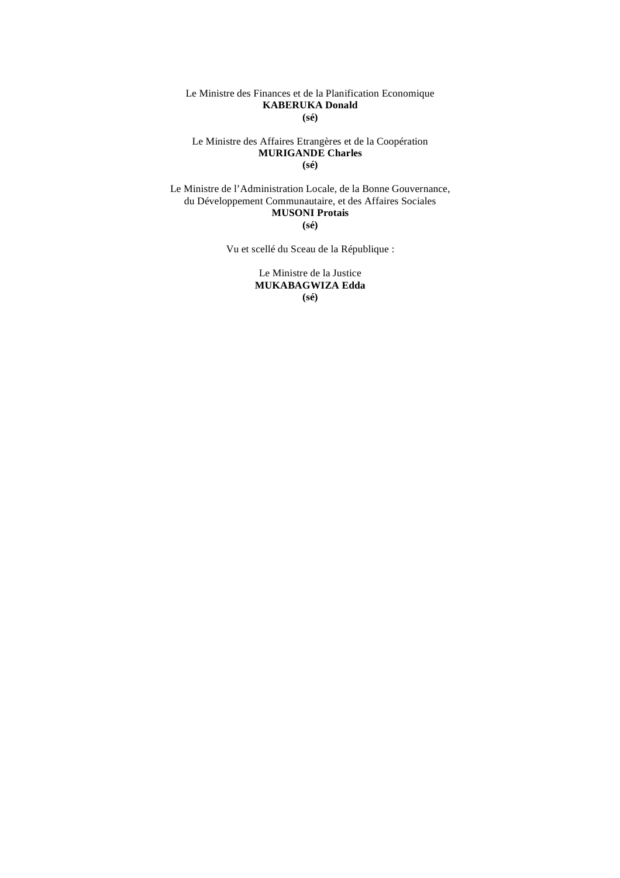Le Ministre des Finances et de la Planification Economique
**KABERUKA Donald**
**(sé)**

Le Ministre des Affaires Etrangères et de la Coopération
**MURIGANDE Charles**
**(sé)**

Le Ministre de l'Administration Locale, de la Bonne Gouvernance, du Développement Communautaire, et des Affaires Sociales
**MUSONI Protais**
**(sé)**

Vu et scellé du Sceau de la République :

Le Ministre de la Justice
**MUKABAGWIZA Edda**
**(sé)**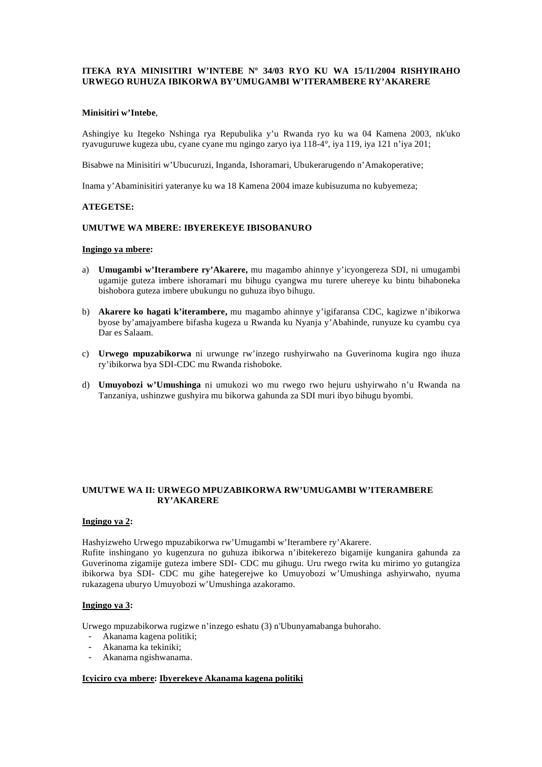**ITEKA RYA MINISITIRI W'INTEBE Nº 34/03 RYO KU WA 15/11/2004 RISHYIRAHO URWEGO RUHUZA IBIKORWA BY'UMUGAMBI W'ITERAMBERE RY'AKARERE**

**Minisitiri w'Intebe**,

Ashingiye ku Itegeko Nshinga rya Repubulika y'u Rwanda ryo ku wa 04 Kamena 2003, nk'uko ryavuguruwe kugeza ubu, cyane cyane mu ngingo zaryo iya 118-4°, iya 119, iya 121 n'iya 201;

Bisabwe na Minisitiri w'Ubucuruzi, Inganda, Ishoramari, Ubukerarugendo n'Amakoperative;

Inama y'Abaminisitiri yateranye ku wa 18 Kamena 2004 imaze kubisuzuma no kubyemeza;

**ATEGETSE:**

**UMUTWE WA MBERE: IBYEREKEYE IBISOBANURO**

**Ingingo ya mbere:**

a) **Umugambi w'Iterambere ry'Akarere,** mu magambo ahinnye y'icyongereza SDI, ni umugambi ugamije guteza imbere ishoramari mu bihugu cyangwa mu turere uhereye ku bintu bihaboneka bishobora guteza imbere ubukungu no guhuza ibyo bihugu.

b) **Akarere ko hagati k'iterambere,** mu magambo ahinnye y'igifaransa CDC, kagizwe n'ibikorwa byose by'amajyambere bifasha kugeza u Rwanda ku Nyanja y'Abahinde, runyuze ku cyambu cya Dar es Salaam.

c) **Urwego mpuzabikorwa** ni urwunge rw'inzego rushyirwaho na Guverinoma kugira ngo ihuza ry'ibikorwa bya SDI-CDC mu Rwanda rishoboke.

d) **Umuyobozi w'Umushinga** ni umukozi wo mu rwego rwo hejuru ushyirwaho n'u Rwanda na Tanzaniya, ushinzwe gushyira mu bikorwa gahunda za SDI muri ibyo bihugu byombi.

**UMUTWE WA II: URWEGO MPUZABIKORWA RW'UMUGAMBI W'ITERAMBERE RY'AKARERE**

**Ingingo ya 2:**

Hashyizweho Urwego mpuzabikorwa rw'Umugambi w'Iterambere ry'Akarere.
Rufite inshingano yo kugenzura no guhuza ibikorwa n'ibitekerezo bigamije kunganira gahunda za Guverinoma zigamije guteza imbere SDI- CDC mu gihugu. Uru rwego rwita ku mirimo yo gutangiza ibikorwa bya SDI- CDC mu gihe hategerejwe ko Umuyobozi w'Umushinga ashyirwaho, nyuma rukazagena uburyo Umuyobozi w'Umushinga azakoramo.

**Ingingo ya 3:**

Urwego mpuzabikorwa rugizwe n'inzego eshatu (3) n'Ubunyamabanga buhoraho.

- Akanama kagena politiki;
- Akanama ka tekiniki;
- Akanama ngishwanama.

**Icyiciro cya mbere: Ibyerekeye Akanama kagena politiki**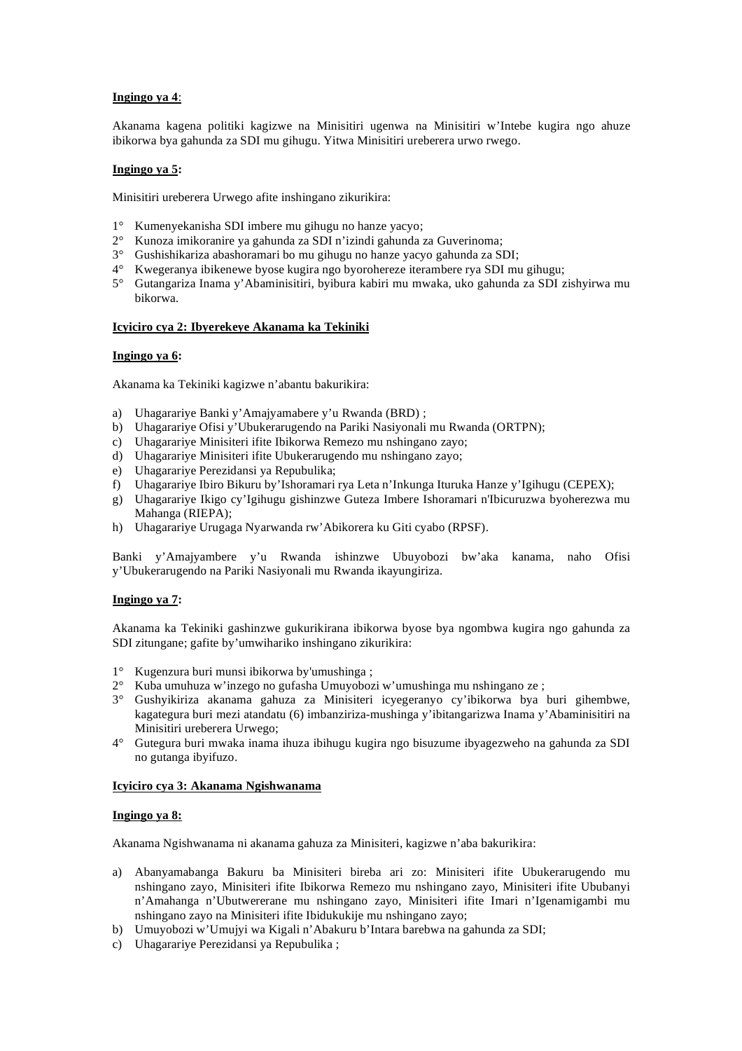**Ingingo ya 4**:

Akanama kagena politiki kagizwe na Minisitiri ugenwa na Minisitiri w'Intebe kugira ngo ahuze ibikorwa bya gahunda za SDI mu gihugu. Yitwa Minisitiri ureberera urwo rwego.

**Ingingo ya 5:**

Minisitiri ureberera Urwego afite inshingano zikurikira:

1° Kumenyekanisha SDI imbere mu gihugu no hanze yacyo;
2° Kunoza imikoranire ya gahunda za SDI n'izindi gahunda za Guverinoma;
3° Gushishikariza abashoramari bo mu gihugu no hanze yacyo gahunda za SDI;
4° Kwegeranya ibikenewe byose kugira ngo byorohereze iterambere rya SDI mu gihugu;
5° Gutangariza Inama y'Abaminisitiri, byibura kabiri mu mwaka, uko gahunda za SDI zishyirwa mu bikorwa.

**Icyiciro cya 2: Ibyerekeye Akanama ka Tekiniki**

**Ingingo ya 6:**

Akanama ka Tekiniki kagizwe n'abantu bakurikira:

a) Uhagarariye Banki y'Amajyamabere y'u Rwanda (BRD) ;
b) Uhagarariye Ofisi y'Ubukerarugendo na Pariki Nasiyonali mu Rwanda (ORTPN);
c) Uhagarariye Minisiteri ifite Ibikorwa Remezo mu nshingano zayo;
d) Uhagarariye Minisiteri ifite Ubukerarugendo mu nshingano zayo;
e) Uhagarariye Perezidansi ya Repubulika;
f) Uhagarariye Ibiro Bikuru by'Ishoramari rya Leta n'Inkunga Ituruka Hanze y'Igihugu (CEPEX);
g) Uhagarariye Ikigo cy'Igihugu gishinzwe Guteza Imbere Ishoramari n'Ibicuruzwa byoherezwa mu Mahanga (RIEPA);
h) Uhagarariye Urugaga Nyarwanda rw'Abikorera ku Giti cyabo (RPSF).

Banki y'Amajyambere y'u Rwanda ishinzwe Ubuyobozi bw'aka kanama, naho Ofisi y'Ubukerarugendo na Pariki Nasiyonali mu Rwanda ikayungiriza.

**Ingingo ya 7:**

Akanama ka Tekiniki gashinzwe gukurikirana ibikorwa byose bya ngombwa kugira ngo gahunda za SDI zitungane; gafite by'umwihariko inshingano zikurikira:

1° Kugenzura buri munsi ibikorwa by'umushinga ;
2° Kuba umuhuza w'inzego no gufasha Umuyobozi w'umushinga mu nshingano ze ;
3° Gushyikiriza akanama gahuza za Minisiteri icyegeranyo cy'ibikorwa bya buri gihembwe, kagategura buri mezi atandatu (6) imbanziriza-mushinga y'ibitangarizwa Inama y'Abaminisitiri na Minisitiri ureberera Urwego;
4° Gutegura buri mwaka inama ihuza ibihugu kugira ngo bisuzume ibyagezweho na gahunda za SDI no gutanga ibyifuzo.

**Icyiciro cya 3: Akanama Ngishwanama**

**Ingingo ya 8:**

Akanama Ngishwanama ni akanama gahuza za Minisiteri, kagizwe n'aba bakurikira:

a) Abanyamabanga Bakuru ba Minisiteri bireba ari zo: Minisiteri ifite Ubukerarugendo mu nshingano zayo, Minisiteri ifite Ibikorwa Remezo mu nshingano zayo, Minisiteri ifite Ububanyi n'Amahanga n'Ubutwererane mu nshingano zayo, Minisiteri ifite Imari n'Igenamigambi mu nshingano zayo na Minisiteri ifite Ibidukukije mu nshingano zayo;
b) Umuyobozi w'Umujyi wa Kigali n'Abakuru b'Intara barebwa na gahunda za SDI;
c) Uhagarariye Perezidansi ya Repubulika ;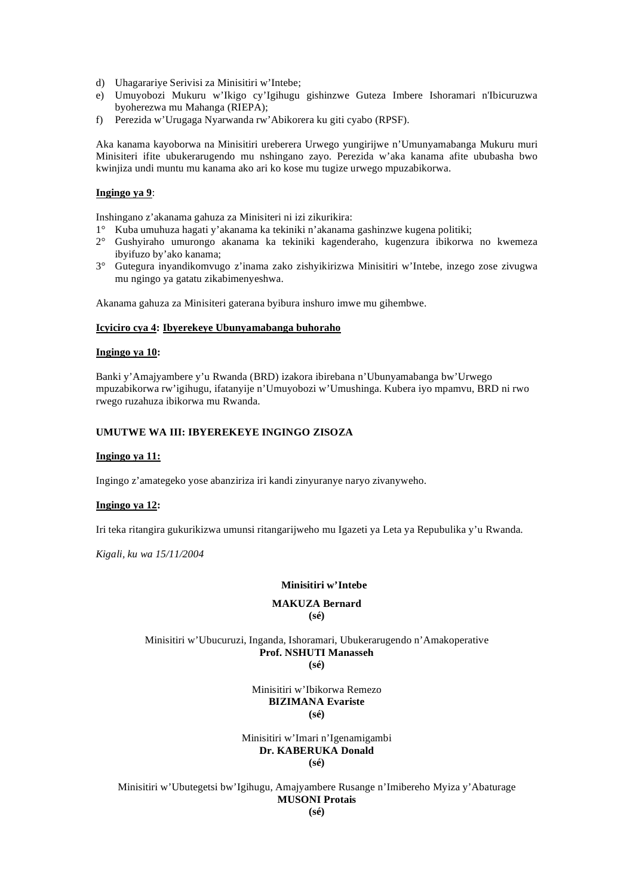d) Uhagarariye Serivisi za Minisitiri w'Intebe;
e) Umuyobozi Mukuru w'Ikigo cy'Igihugu gishinzwe Guteza Imbere Ishoramari n'Ibicuruzwa byoherezwa mu Mahanga (RIEPA);
f) Perezida w'Urugaga Nyarwanda rw'Abikorera ku giti cyabo (RPSF).

Aka kanama kayoborwa na Minisitiri ureberera Urwego yungirijwe n'Umunyamabanga Mukuru muri Minisiteri ifite ubukerarugendo mu nshingano zayo. Perezida w'aka kanama afite ububasha bwo kwinjiza undi muntu mu kanama ako ari ko kose mu tugize urwego mpuzabikorwa.

**<u>Ingingo ya 9</u>**:

Inshingano z'akanama gahuza za Minisiteri ni izi zikurikira:

1° Kuba umuhuza hagati y'akanama ka tekiniki n'akanama gashinzwe kugena politiki;
2° Gushyiraho umurongo akanama ka tekiniki kagenderaho, kugenzura ibikorwa no kwemeza ibyifuzo by'ako kanama;
3° Gutegura inyandikomvugo z'inama zako zishyikirizwa Minisitiri w'Intebe, inzego zose zivugwa mu ngingo ya gatatu zikabimenyeshwa.

Akanama gahuza za Minisiteri gaterana byibura inshuro imwe mu gihembwe.

**<u>Icyiciro cya 4</u>: <u>Ibyerekeye Ubunyamabanga buhoraho</u>**

**<u>Ingingo ya 10</u>:**

Banki y'Amajyambere y'u Rwanda (BRD) izakora ibirebana n'Ubunyamabanga bw'Urwego mpuzabikorwa rw'igihugu, ifatanyije n'Umuyobozi w'Umushinga. Kubera iyo mpamvu, BRD ni rwo rwego ruzahuza ibikorwa mu Rwanda.

**UMUTWE WA III: IBYEREKEYE INGINGO ZISOZA**

**<u>Ingingo ya 11:</u>**

Ingingo z'amategeko yose abanziriza iri kandi zinyuranye naryo zivanyweho.

**<u>Ingingo ya 12</u>:**

Iri teka ritangira gukurikizwa umunsi ritangarijweho mu Igazeti ya Leta ya Repubulika y'u Rwanda.

*Kigali, ku wa 15/11/2004*

**Minisitiri w'Intebe**

**MAKUZA Bernard**
**(sé)**

Minisitiri w'Ubucuruzi, Inganda, Ishoramari, Ubukerarugendo n'Amakoperative
**Prof. NSHUTI Manasseh**
**(sé)**

Minisitiri w'Ibikorwa Remezo
**BIZIMANA Evariste**
**(sé)**

Minisitiri w'Imari n'Igenamigambi
**Dr. KABERUKA Donald**
**(sé)**

Minisitiri w'Ubutegetsi bw'Igihugu, Amajyambere Rusange n'Imibereho Myiza y'Abaturage
**MUSONI Protais**
**(sé)**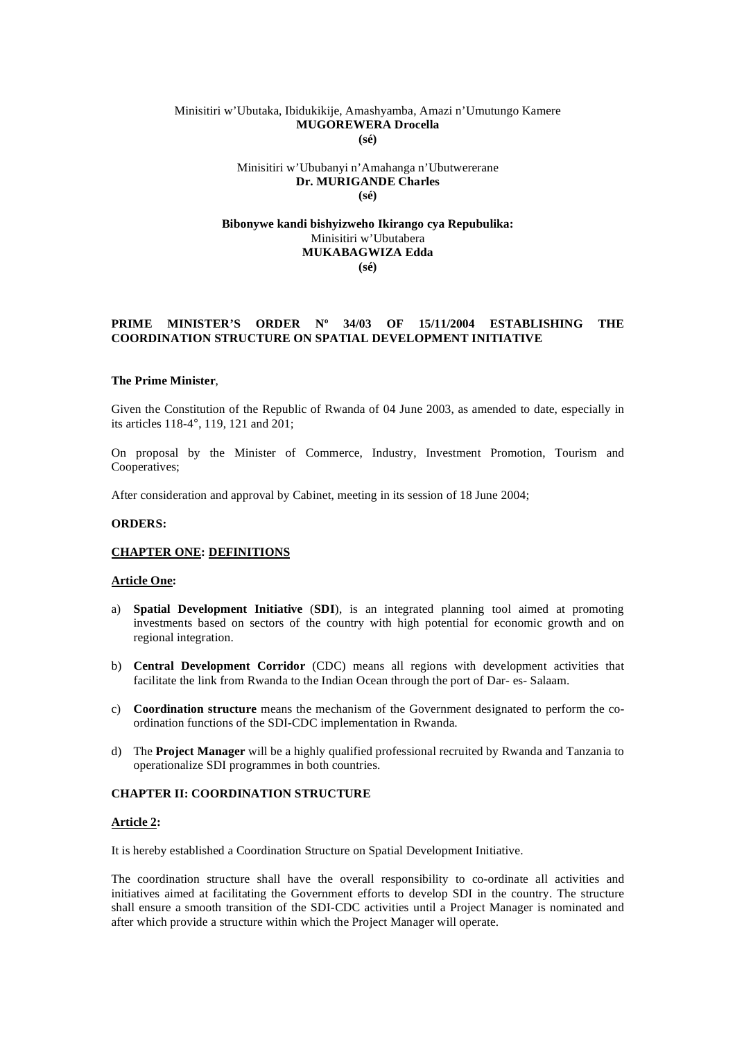Minisitiri w'Ubutaka, Ibidukikije, Amashyamba, Amazi n'Umutungo Kamere
**MUGOREWERA Drocella**
**(sé)**

Minisitiri w'Ububanyi n'Amahanga n'Ubutwererane
**Dr. MURIGANDE Charles**
**(sé)**

**Bibonywe kandi bishyizweho Ikirango cya Repubulika:**
Minisitiri w'Ubutabera
**MUKABAGWIZA Edda**
**(sé)**

**PRIME MINISTER'S ORDER Nº 34/03 OF 15/11/2004 ESTABLISHING THE COORDINATION STRUCTURE ON SPATIAL DEVELOPMENT INITIATIVE**

**The Prime Minister**,

Given the Constitution of the Republic of Rwanda of 04 June 2003, as amended to date, especially in its articles 118-4°, 119, 121 and 201;

On proposal by the Minister of Commerce, Industry, Investment Promotion, Tourism and Cooperatives;

After consideration and approval by Cabinet, meeting in its session of 18 June 2004;

**ORDERS:**

**CHAPTER ONE: DEFINITIONS**

**Article One:**

a) **Spatial Development Initiative** (**SDI**), is an integrated planning tool aimed at promoting investments based on sectors of the country with high potential for economic growth and on regional integration.

b) **Central Development Corridor** (CDC) means all regions with development activities that facilitate the link from Rwanda to the Indian Ocean through the port of Dar- es- Salaam.

c) **Coordination structure** means the mechanism of the Government designated to perform the co-ordination functions of the SDI-CDC implementation in Rwanda.

d) The **Project Manager** will be a highly qualified professional recruited by Rwanda and Tanzania to operationalize SDI programmes in both countries.

**CHAPTER II: COORDINATION STRUCTURE**

**Article 2:**

It is hereby established a Coordination Structure on Spatial Development Initiative.

The coordination structure shall have the overall responsibility to co-ordinate all activities and initiatives aimed at facilitating the Government efforts to develop SDI in the country. The structure shall ensure a smooth transition of the SDI-CDC activities until a Project Manager is nominated and after which provide a structure within which the Project Manager will operate.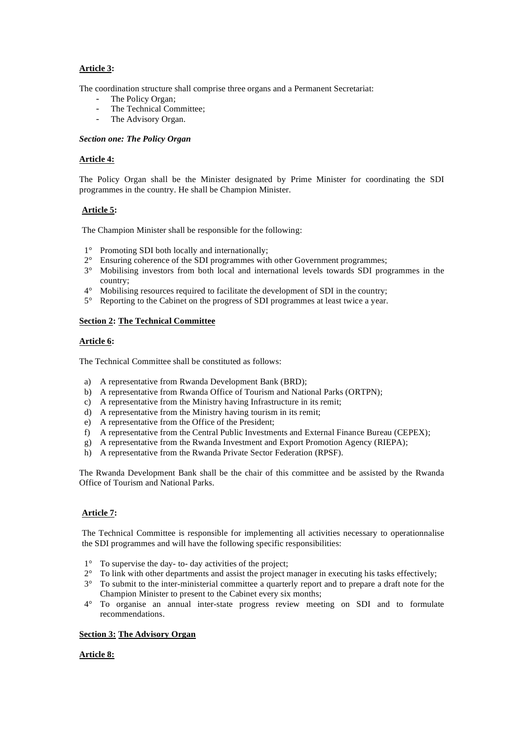**Article 3:**

The coordination structure shall comprise three organs and a Permanent Secretariat:

- The Policy Organ;
- The Technical Committee;
- The Advisory Organ.

***Section one: The Policy Organ***

**Article 4:**

The Policy Organ shall be the Minister designated by Prime Minister for coordinating the SDI programmes in the country. He shall be Champion Minister.

**Article 5:**

The Champion Minister shall be responsible for the following:

1° Promoting SDI both locally and internationally;
2° Ensuring coherence of the SDI programmes with other Government programmes;
3° Mobilising investors from both local and international levels towards SDI programmes in the country;
4° Mobilising resources required to facilitate the development of SDI in the country;
5° Reporting to the Cabinet on the progress of SDI programmes at least twice a year.

**Section 2: The Technical Committee**

**Article 6:**

The Technical Committee shall be constituted as follows:

a) A representative from Rwanda Development Bank (BRD);
b) A representative from Rwanda Office of Tourism and National Parks (ORTPN);
c) A representative from the Ministry having Infrastructure in its remit;
d) A representative from the Ministry having tourism in its remit;
e) A representative from the Office of the President;
f) A representative from the Central Public Investments and External Finance Bureau (CEPEX);
g) A representative from the Rwanda Investment and Export Promotion Agency (RIEPA);
h) A representative from the Rwanda Private Sector Federation (RPSF).

The Rwanda Development Bank shall be the chair of this committee and be assisted by the Rwanda Office of Tourism and National Parks.

**Article 7:**

The Technical Committee is responsible for implementing all activities necessary to operationnalise the SDI programmes and will have the following specific responsibilities:

1° To supervise the day- to- day activities of the project;
2° To link with other departments and assist the project manager in executing his tasks effectively;
3° To submit to the inter-ministerial committee a quarterly report and to prepare a draft note for the Champion Minister to present to the Cabinet every six months;
4° To organise an annual inter-state progress review meeting on SDI and to formulate recommendations.

**Section 3: The Advisory Organ**

**Article 8:**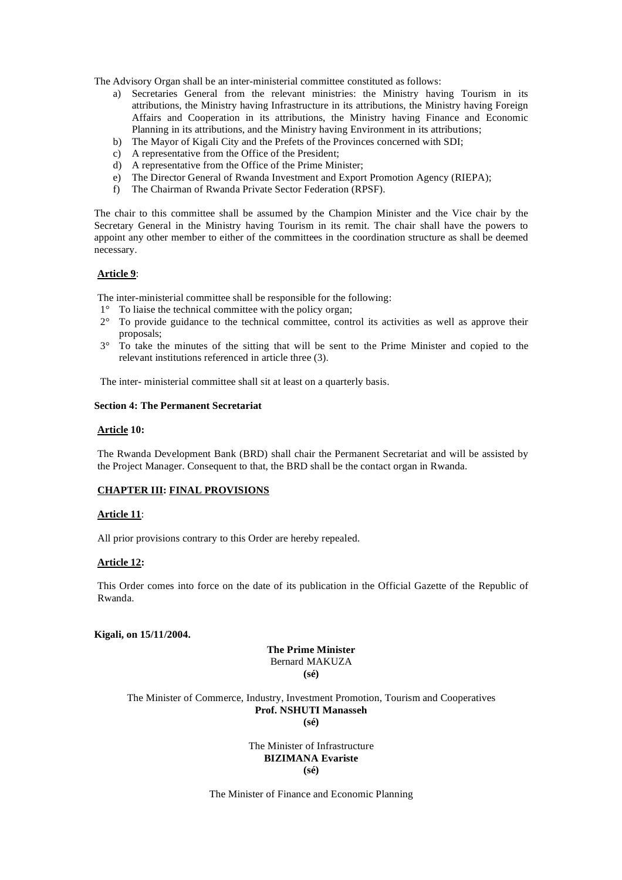The Advisory Organ shall be an inter-ministerial committee constituted as follows:

a) Secretaries General from the relevant ministries: the Ministry having Tourism in its attributions, the Ministry having Infrastructure in its attributions, the Ministry having Foreign Affairs and Cooperation in its attributions, the Ministry having Finance and Economic Planning in its attributions, and the Ministry having Environment in its attributions;
b) The Mayor of Kigali City and the Prefets of the Provinces concerned with SDI;
c) A representative from the Office of the President;
d) A representative from the Office of the Prime Minister;
e) The Director General of Rwanda Investment and Export Promotion Agency (RIEPA);
f) The Chairman of Rwanda Private Sector Federation (RPSF).

The chair to this committee shall be assumed by the Champion Minister and the Vice chair by the Secretary General in the Ministry having Tourism in its remit. The chair shall have the powers to appoint any other member to either of the committees in the coordination structure as shall be deemed necessary.

**Article 9**:

The inter-ministerial committee shall be responsible for the following:

1° To liaise the technical committee with the policy organ;
2° To provide guidance to the technical committee, control its activities as well as approve their proposals;
3° To take the minutes of the sitting that will be sent to the Prime Minister and copied to the relevant institutions referenced in article three (3).

The inter- ministerial committee shall sit at least on a quarterly basis.

**Section 4: The Permanent Secretariat**

**Article 10:**

The Rwanda Development Bank (BRD) shall chair the Permanent Secretariat and will be assisted by the Project Manager. Consequent to that, the BRD shall be the contact organ in Rwanda.

**CHAPTER III: FINAL PROVISIONS**

**Article 11**:

All prior provisions contrary to this Order are hereby repealed.

**Article 12:**

This Order comes into force on the date of its publication in the Official Gazette of the Republic of Rwanda.

**Kigali, on 15/11/2004.**

**The Prime Minister**
Bernard MAKUZA
**(sé)**

The Minister of Commerce, Industry, Investment Promotion, Tourism and Cooperatives
**Prof. NSHUTI Manasseh**
**(sé)**

The Minister of Infrastructure
**BIZIMANA Evariste**
**(sé)**

The Minister of Finance and Economic Planning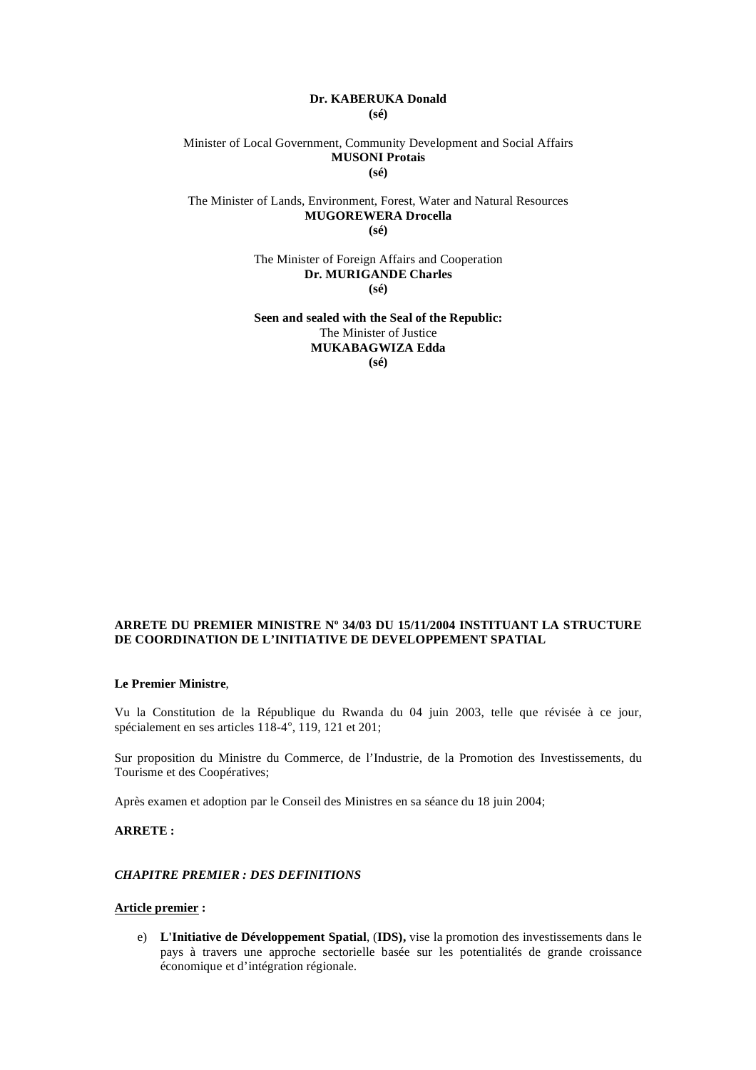**Dr. KABERUKA Donald**
**(sé)**

Minister of Local Government, Community Development and Social Affairs
**MUSONI Protais**
**(sé)**

The Minister of Lands, Environment, Forest, Water and Natural Resources
**MUGOREWERA Drocella**
**(sé)**

The Minister of Foreign Affairs and Cooperation
**Dr. MURIGANDE Charles**
**(sé)**

**Seen and sealed with the Seal of the Republic:**
The Minister of Justice
**MUKABAGWIZA Edda**
**(sé)**

**ARRETE DU PREMIER MINISTRE Nº 34/03 DU 15/11/2004 INSTITUANT LA STRUCTURE DE COORDINATION DE L'INITIATIVE DE DEVELOPPEMENT SPATIAL**

**Le Premier Ministre**,

Vu la Constitution de la République du Rwanda du 04 juin 2003, telle que révisée à ce jour, spécialement en ses articles 118-4°, 119, 121 et 201;

Sur proposition du Ministre du Commerce, de l'Industrie, de la Promotion des Investissements, du Tourisme et des Coopératives;

Après examen et adoption par le Conseil des Ministres en sa séance du 18 juin 2004;

**ARRETE :**

***CHAPITRE PREMIER : DES DEFINITIONS***

**Article premier :**

e) **L'Initiative de Développement Spatial**, (**IDS),** vise la promotion des investissements dans le pays à travers une approche sectorielle basée sur les potentialités de grande croissance économique et d'intégration régionale.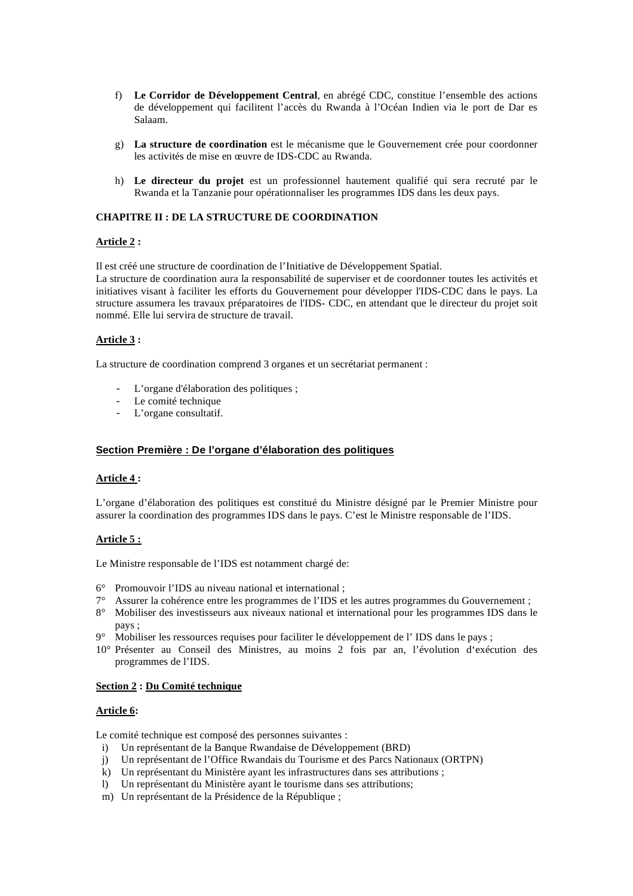f) **Le Corridor de Développement Central**, en abrégé CDC, constitue l'ensemble des actions de développement qui facilitent l'accès du Rwanda à l'Océan Indien via le port de Dar es Salaam.

g) **La structure de coordination** est le mécanisme que le Gouvernement crée pour coordonner les activités de mise en œuvre de IDS-CDC au Rwanda.

h) **Le directeur du projet** est un professionnel hautement qualifié qui sera recruté par le Rwanda et la Tanzanie pour opérationnaliser les programmes IDS dans les deux pays.

**CHAPITRE II : DE LA STRUCTURE DE COORDINATION**

**Article 2 :**

Il est créé une structure de coordination de l'Initiative de Développement Spatial.
La structure de coordination aura la responsabilité de superviser et de coordonner toutes les activités et initiatives visant à faciliter les efforts du Gouvernement pour développer l'IDS-CDC dans le pays. La structure assumera les travaux préparatoires de l'IDS- CDC, en attendant que le directeur du projet soit nommé. Elle lui servira de structure de travail.

**Article 3 :**

La structure de coordination comprend 3 organes et un secrétariat permanent :

- L'organe d'élaboration des politiques ;
- Le comité technique
- L'organe consultatif.

**Section Première : De l'organe d'élaboration des politiques**

**Article 4 :**

L'organe d'élaboration des politiques est constitué du Ministre désigné par le Premier Ministre pour assurer la coordination des programmes IDS dans le pays. C'est le Ministre responsable de l'IDS.

**Article 5 :**

Le Ministre responsable de l'IDS est notamment chargé de:

6° Promouvoir l'IDS au niveau national et international ;
7° Assurer la cohérence entre les programmes de l'IDS et les autres programmes du Gouvernement ;
8° Mobiliser des investisseurs aux niveaux national et international pour les programmes IDS dans le pays ;
9° Mobiliser les ressources requises pour faciliter le développement de l' IDS dans le pays ;
10° Présenter au Conseil des Ministres, au moins 2 fois par an, l'évolution d'exécution des programmes de l'IDS.

**Section 2 : Du Comité technique**

**Article 6:**

Le comité technique est composé des personnes suivantes :

i) Un représentant de la Banque Rwandaise de Développement (BRD)
j) Un représentant de l'Office Rwandais du Tourisme et des Parcs Nationaux (ORTPN)
k) Un représentant du Ministère ayant les infrastructures dans ses attributions ;
l) Un représentant du Ministère ayant le tourisme dans ses attributions;
m) Un représentant de la Présidence de la République ;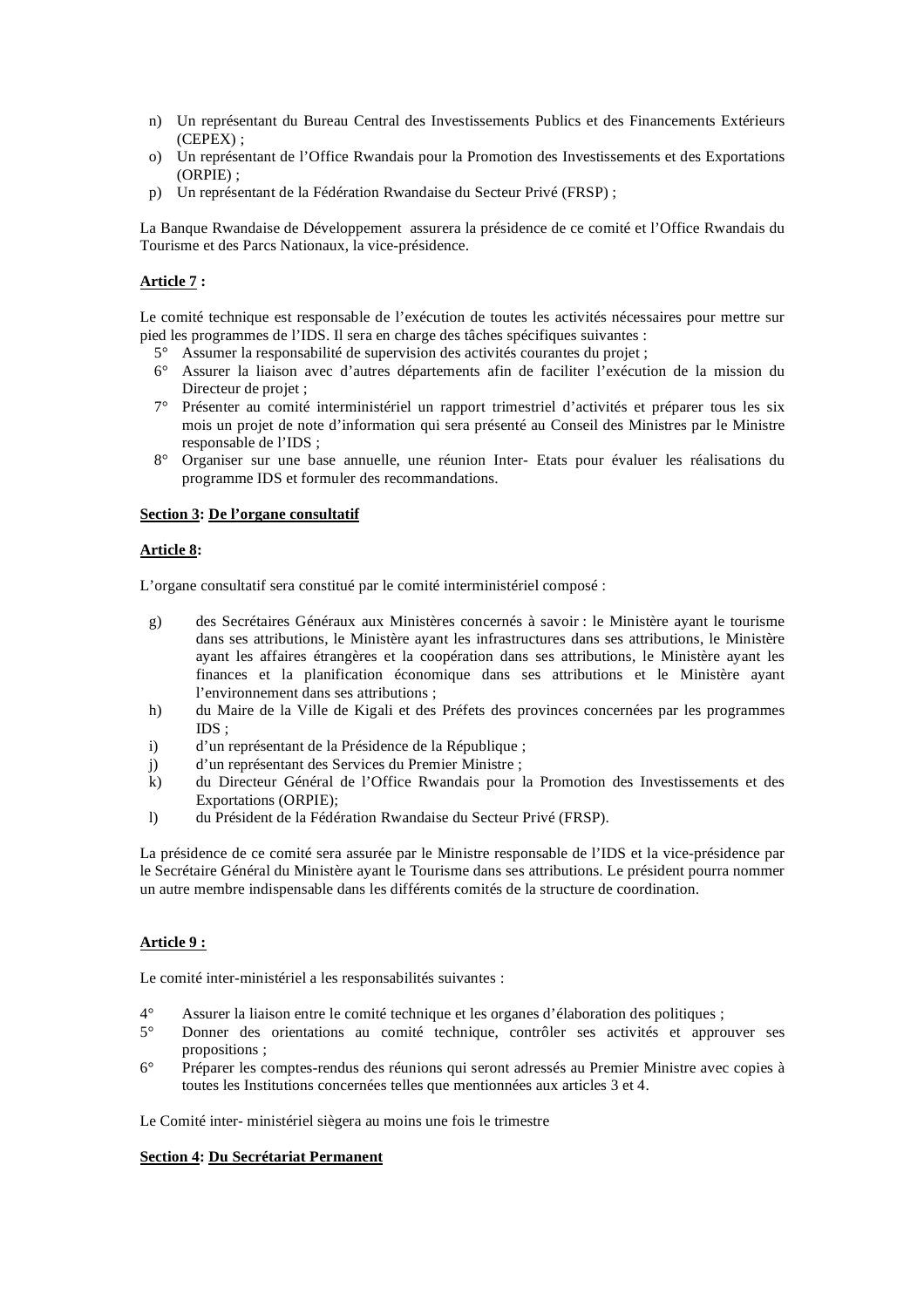n) Un représentant du Bureau Central des Investissements Publics et des Financements Extérieurs (CEPEX) ;
o) Un représentant de l'Office Rwandais pour la Promotion des Investissements et des Exportations (ORPIE) ;
p) Un représentant de la Fédération Rwandaise du Secteur Privé (FRSP) ;

La Banque Rwandaise de Développement assurera la présidence de ce comité et l'Office Rwandais du Tourisme et des Parcs Nationaux, la vice-présidence.

**Article 7 :**

Le comité technique est responsable de l'exécution de toutes les activités nécessaires pour mettre sur pied les programmes de l'IDS. Il sera en charge des tâches spécifiques suivantes :

5° Assumer la responsabilité de supervision des activités courantes du projet ;
6° Assurer la liaison avec d'autres départements afin de faciliter l'exécution de la mission du Directeur de projet ;
7° Présenter au comité interministériel un rapport trimestriel d'activités et préparer tous les six mois un projet de note d'information qui sera présenté au Conseil des Ministres par le Ministre responsable de l'IDS ;
8° Organiser sur une base annuelle, une réunion Inter- Etats pour évaluer les réalisations du programme IDS et formuler des recommandations.

**Section 3: De l'organe consultatif**

**Article 8:**

L'organe consultatif sera constitué par le comité interministériel composé :

g) des Secrétaires Généraux aux Ministères concernés à savoir : le Ministère ayant le tourisme dans ses attributions, le Ministère ayant les infrastructures dans ses attributions, le Ministère ayant les affaires étrangères et la coopération dans ses attributions, le Ministère ayant les finances et la planification économique dans ses attributions et le Ministère ayant l'environnement dans ses attributions ;
h) du Maire de la Ville de Kigali et des Préfets des provinces concernées par les programmes IDS ;
i) d'un représentant de la Présidence de la République ;
j) d'un représentant des Services du Premier Ministre ;
k) du Directeur Général de l'Office Rwandais pour la Promotion des Investissements et des Exportations (ORPIE);
l) du Président de la Fédération Rwandaise du Secteur Privé (FRSP).

La présidence de ce comité sera assurée par le Ministre responsable de l'IDS et la vice-présidence par le Secrétaire Général du Ministère ayant le Tourisme dans ses attributions. Le président pourra nommer un autre membre indispensable dans les différents comités de la structure de coordination.

**Article 9 :**

Le comité inter-ministériel a les responsabilités suivantes :

4° Assurer la liaison entre le comité technique et les organes d'élaboration des politiques ;
5° Donner des orientations au comité technique, contrôler ses activités et approuver ses propositions ;
6° Préparer les comptes-rendus des réunions qui seront adressés au Premier Ministre avec copies à toutes les Institutions concernées telles que mentionnées aux articles 3 et 4.

Le Comité inter- ministériel siègera au moins une fois le trimestre

**Section 4: Du Secrétariat Permanent**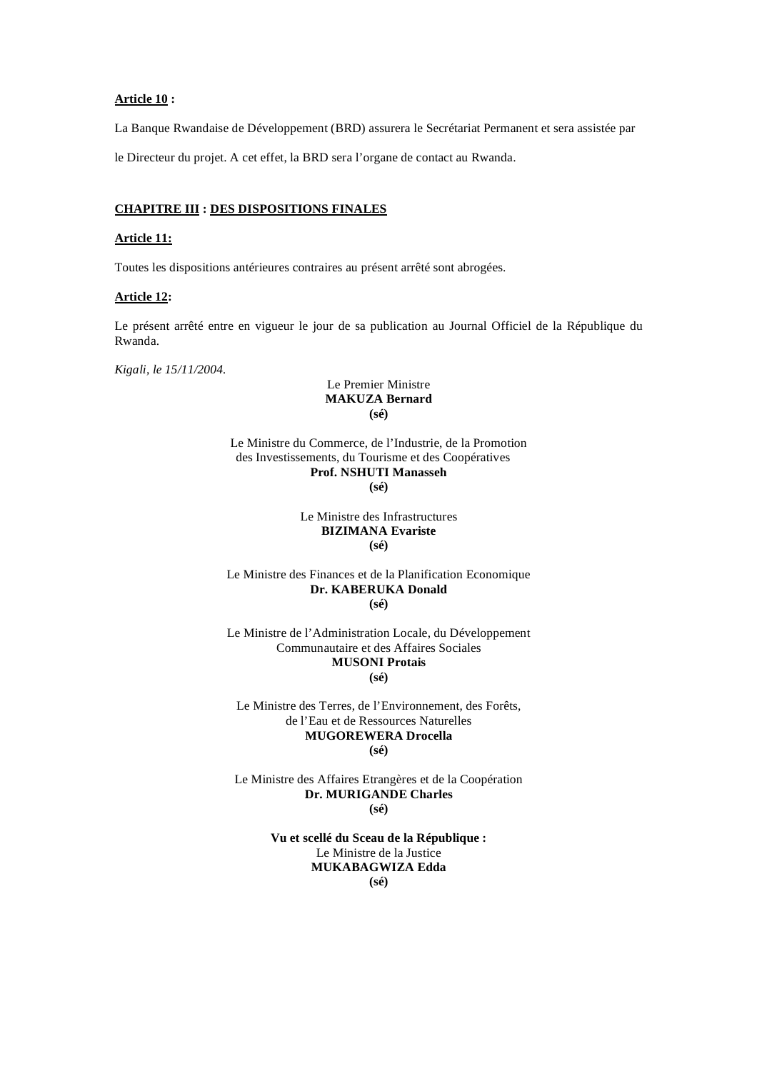**Article 10 :**

La Banque Rwandaise de Développement (BRD) assurera le Secrétariat Permanent et sera assistée par le Directeur du projet. A cet effet, la BRD sera l'organe de contact au Rwanda.

## CHAPITRE III : DES DISPOSITIONS FINALES

**Article 11:**

Toutes les dispositions antérieures contraires au présent arrêté sont abrogées.

**Article 12:**

Le présent arrêté entre en vigueur le jour de sa publication au Journal Officiel de la République du Rwanda.

*Kigali, le 15/11/2004.*

Le Premier Ministre
**MAKUZA Bernard**
**(sé)**

Le Ministre du Commerce, de l'Industrie, de la Promotion des Investissements, du Tourisme et des Coopératives
**Prof. NSHUTI Manasseh**
**(sé)**

Le Ministre des Infrastructures
**BIZIMANA Evariste**
**(sé)**

Le Ministre des Finances et de la Planification Economique
**Dr. KABERUKA Donald**
**(sé)**

Le Ministre de l'Administration Locale, du Développement Communautaire et des Affaires Sociales
**MUSONI Protais**
**(sé)**

Le Ministre des Terres, de l'Environnement, des Forêts, de l'Eau et de Ressources Naturelles
**MUGOREWERA Drocella**
**(sé)**

Le Ministre des Affaires Etrangères et de la Coopération
**Dr. MURIGANDE Charles**
**(sé)**

**Vu et scellé du Sceau de la République :**
Le Ministre de la Justice
**MUKABAGWIZA Edda**
**(sé)**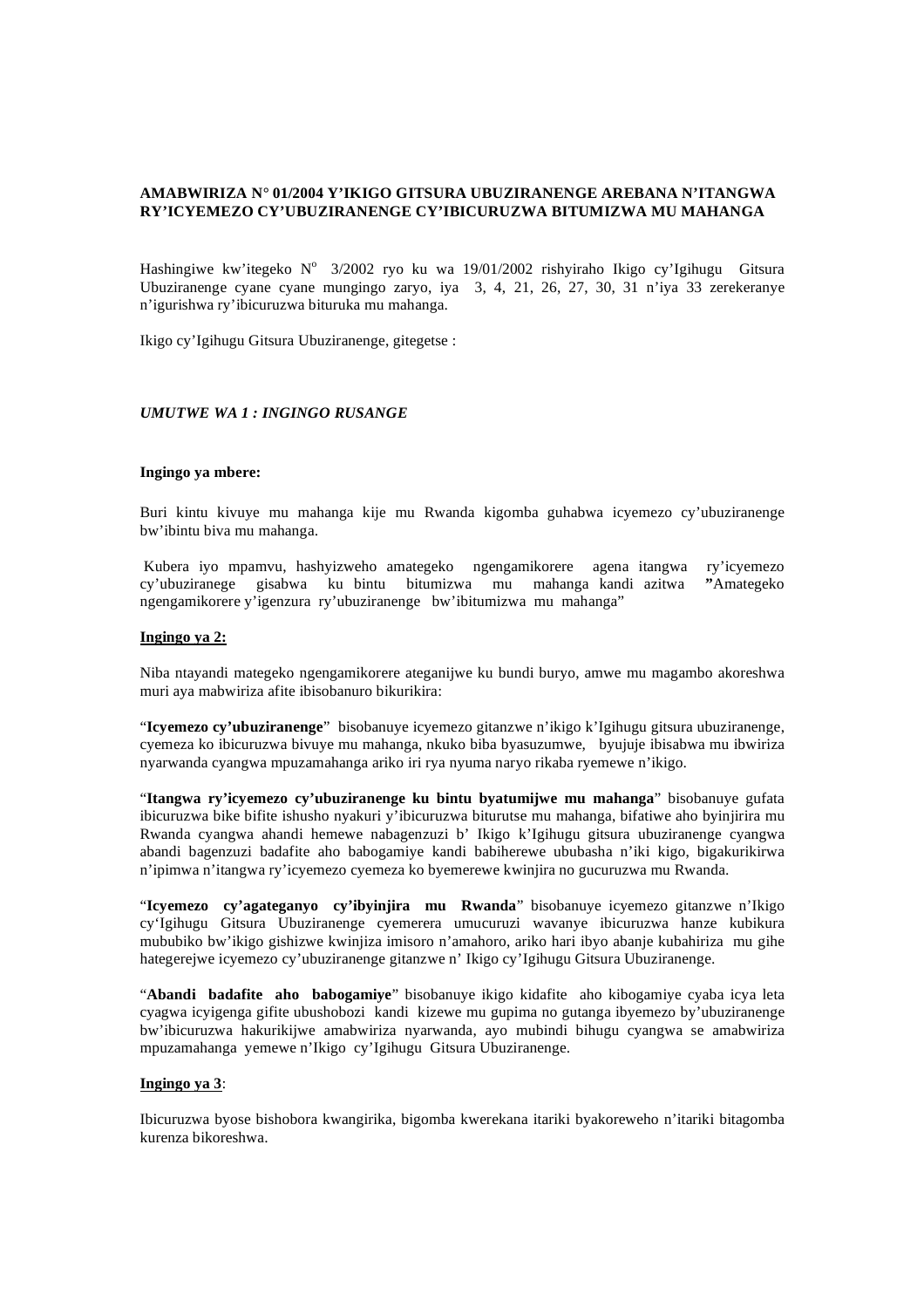**AMABWIRIZA N° 01/2004 Y'IKIGO GITSURA UBUZIRANENGE AREBANA N'ITANGWA RY'ICYEMEZO CY'UBUZIRANENGE CY'IBICURUZWA BITUMIZWA MU MAHANGA**

Hashingiwe kw'itegeko N° 3/2002 ryo ku wa 19/01/2002 rishyiraho Ikigo cy'Igihugu Gitsura Ubuziranenge cyane cyane mungingo zaryo, iya 3, 4, 21, 26, 27, 30, 31 n'iya 33 zerekeranye n'igurishwa ry'ibicuruzwa bituruka mu mahanga.

Ikigo cy'Igihugu Gitsura Ubuziranenge, gitegetse :

***UMUTWE WA 1 : INGINGO RUSANGE***

**Ingingo ya mbere:**

Buri kintu kivuye mu mahanga kije mu Rwanda kigomba guhabwa icyemezo cy'ubuziranenge bw'ibintu biva mu mahanga.

Kubera iyo mpamvu, hashyizweho amategeko ngengamikorere agena itangwa ry'icyemezo cy'ubuziranege gisabwa ku bintu bitumizwa mu mahanga kandi azitwa "Amategeko ngengamikorere y'igenzura ry'ubuziranenge bw'ibitumizwa mu mahanga"

**<u>Ingingo ya 2:</u>**

Niba ntayandi mategeko ngengamikorere ateganijwe ku bundi buryo, amwe mu magambo akoreshwa muri aya mabwiriza afite ibisobanuro bikurikira:

"**Icyemezo cy'ubuziranenge**" bisobanuye icyemezo gitanzwe n'ikigo k'Igihugu gitsura ubuziranenge, cyemeza ko ibicuruzwa bivuye mu mahanga, nkuko biba byasuzumwe, byujuje ibisabwa mu ibwiriza nyarwanda cyangwa mpuzamahanga ariko iri rya nyuma naryo rikaba ryemewe n'ikigo.

"**Itangwa ry'icyemezo cy'ubuziranenge ku bintu byatumijwe mu mahanga**" bisobanuye gufata ibicuruzwa bike bifite ishusho nyakuri y'ibicuruzwa biturutse mu mahanga, bifatiwe aho byinjirira mu Rwanda cyangwa ahandi hemewe nabagenzuzi b' Ikigo k'Igihugu gitsura ubuziranenge cyangwa abandi bagenzuzi badafite aho babogamiye kandi babiherewe ububasha n'iki kigo, bigakurikirwa n'ipimwa n'itangwa ry'icyemezo cyemeza ko byemerewe kwinjira no gucuruzwa mu Rwanda.

"**Icyemezo cy'agateganyo cy'ibyinjira mu Rwanda**" bisobanuye icyemezo gitanzwe n'Ikigo cy'Igihugu Gitsura Ubuziranenge cyemerera umucuruzi wavanye ibicuruzwa hanze kubikura mububiko bw'ikigo gishizwe kwinjiza imisoro n'amahoro, ariko hari ibyo abanje kubahiriza mu gihe hategerejwe icyemezo cy'ubuziranenge gitanzwe n' Ikigo cy'Igihugu Gitsura Ubuziranenge.

"**Abandi badafite aho babogamiye**" bisobanuye ikigo kidafite aho kibogamiye cyaba icya leta cyagwa icyigenga gifite ubushobozi kandi kizewe mu gupima no gutanga ibyemezo by'ubuziranenge bw'ibicuruzwa hakurikijwe amabwiriza nyarwanda, ayo mubindi bihugu cyangwa se amabwiriza mpuzamahanga yemewe n'Ikigo cy'Igihugu Gitsura Ubuziranenge.

**<u>Ingingo ya 3</u>**:

Ibicuruzwa byose bishobora kwangirika, bigomba kwerekana itariki byakoreweho n'itariki bitagomba kurenza bikoreshwa.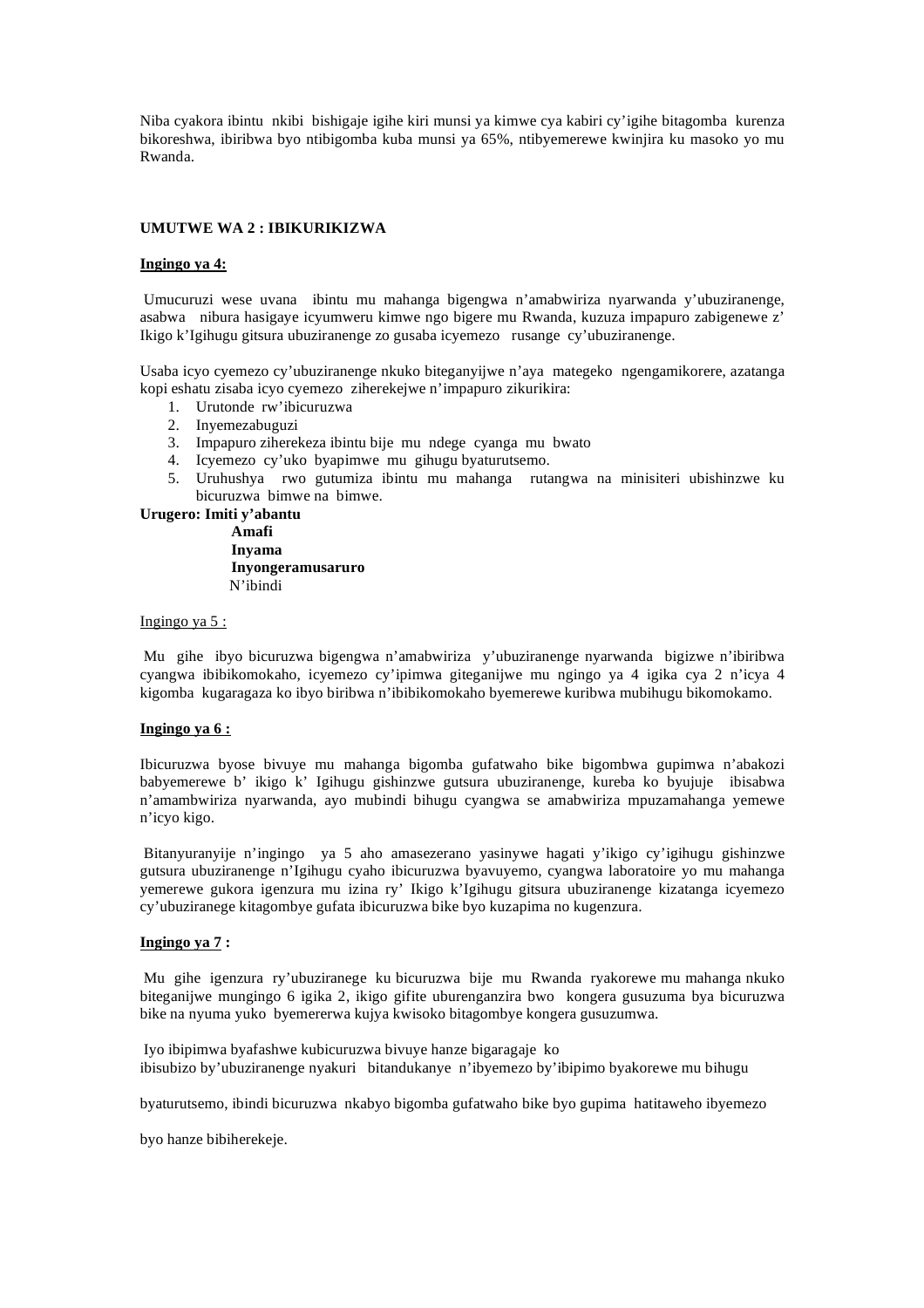Niba cyakora ibintu nkibi bishigaje igihe kiri munsi ya kimwe cya kabiri cy'igihe bitagomba kurenza bikoreshwa, ibiribwa byo ntibigomba kuba munsi ya 65%, ntibyemerewe kwinjira ku masoko yo mu Rwanda.

## UMUTWE WA 2 : IBIKURIKIZWA

**Ingingo ya 4:**

Umucuruzi wese uvana ibintu mu mahanga bigengwa n'amabwiriza nyarwanda y'ubuziranenge, asabwa nibura hasigaye icyumweru kimwe ngo bigere mu Rwanda, kuzuza impapuro zabigenewe z' Ikigo k'Igihugu gitsura ubuziranenge zo gusaba icyemezo rusange cy'ubuziranenge.

Usaba icyo cyemezo cy'ubuziranenge nkuko biteganyijwe n'aya mategeko ngengamikorere, azatanga kopi eshatu zisaba icyo cyemezo ziherekejwe n'impapuro zikurikira:

1. Urutonde rw'ibicuruzwa
2. Inyemezabuguzi
3. Impapuro ziherekeza ibintu bije mu ndege cyanga mu bwato
4. Icyemezo cy'uko byapimwe mu gihugu byaturutsemo.
5. Uruhushya rwo gutumiza ibintu mu mahanga rutangwa na minisiteri ubishinzwe ku bicuruzwa bimwe na bimwe.

**Urugero: Imiti y'abantu**
**Amafi**
**Inyama**
**Inyongeramusaruro**
N'ibindi

Ingingo ya 5 :

Mu gihe ibyo bicuruzwa bigengwa n'amabwiriza y'ubuziranenge nyarwanda bigizwe n'ibiribwa cyangwa ibibikomokaho, icyemezo cy'ipimwa giteganijwe mu ngingo ya 4 igika cya 2 n'icya 4 kigomba kugaragaza ko ibyo biribwa n'ibibikomokaho byemerewe kuribwa mubihugu bikomokamo.

**Ingingo ya 6 :**

Ibicuruzwa byose bivuye mu mahanga bigomba gufatwaho bike bigombwa gupimwa n'abakozi babyemerewe b' ikigo k' Igihugu gishinzwe gutsura ubuziranenge, kureba ko byujuje ibisabwa n'amambwiriza nyarwanda, ayo mubindi bihugu cyangwa se amabwiriza mpuzamahanga yemewe n'icyo kigo.

Bitanyuranyije n'ingingo ya 5 aho amasezerano yasinywe hagati y'ikigo cy'igihugu gishinzwe gutsura ubuziranenge n'Igihugu cyaho ibicuruzwa byavuyemo, cyangwa laboratoire yo mu mahanga yemerewe gukora igenzura mu izina ry' Ikigo k'Igihugu gitsura ubuziranenge kizatanga icyemezo cy'ubuziranege kitagombye gufata ibicuruzwa bike byo kuzapima no kugenzura.

**Ingingo ya 7 :**

Mu gihe igenzura ry'ubuziranege ku bicuruzwa bije mu Rwanda ryakorewe mu mahanga nkuko biteganijwe mungingo 6 igika 2, ikigo gifite uburenganzira bwo kongera gusuzuma bya bicuruzwa bike na nyuma yuko byemererwa kujya kwisoko bitagombye kongera gusuzumwa.

Iyo ibipimwa byafashwe kubicuruzwa bivuye hanze bigaragaje ko ibisubizo by'ubuziranenge nyakuri bitandukanye n'ibyemezo by'ibipimo byakorewe mu bihugu

byaturutsemo, ibindi bicuruzwa nkabyo bigomba gufatwaho bike byo gupima hatitaweho ibyemezo

byo hanze bibiherekeje.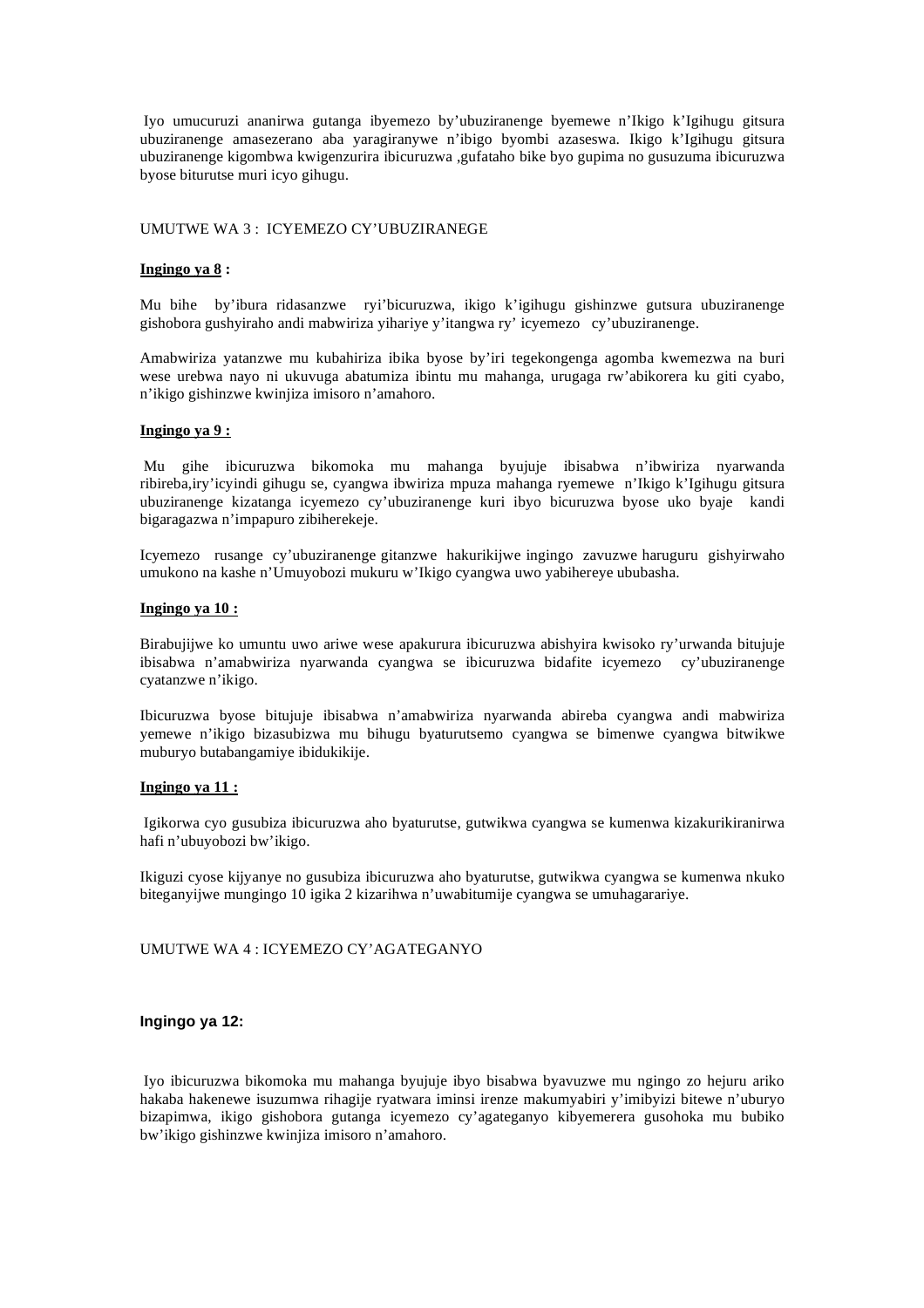Iyo umucuruzi ananirwa gutanga ibyemezo by'ubuziranenge byemewe n'Ikigo k'Igihugu gitsura ubuziranenge amasezerano aba yaragiranywe n'ibigo byombi azaseswa. Ikigo k'Igihugu gitsura ubuziranenge kigombwa kwigenzurira ibicuruzwa ,gufataho bike byo gupima no gusuzuma ibicuruzwa byose biturutse muri icyo gihugu.

UMUTWE WA 3 : ICYEMEZO CY'UBUZIRANEGE

**Ingingo ya 8** :

Mu bihe by'ibura ridasanzwe ryi'bicuruzwa, ikigo k'igihugu gishinzwe gutsura ubuziranenge gishobora gushyiraho andi mabwiriza yihariye y'itangwa ry' icyemezo cy'ubuziranenge.

Amabwiriza yatanzwe mu kubahiriza ibika byose by'iri tegekongenga agomba kwemezwa na buri wese urebwa nayo ni ukuvuga abatumiza ibintu mu mahanga, urugaga rw'abikorera ku giti cyabo, n'ikigo gishinzwe kwinjiza imisoro n'amahoro.

**Ingingo ya 9 :**

Mu gihe ibicuruzwa bikomoka mu mahanga byujuje ibisabwa n'ibwiriza nyarwanda ribireba,iry'icyindi gihugu se, cyangwa ibwiriza mpuza mahanga ryemewe n'Ikigo k'Igihugu gitsura ubuziranenge kizatanga icyemezo cy'ubuziranenge kuri ibyo bicuruzwa byose uko byaje kandi bigaragazwa n'impapuro zibiherekeje.

Icyemezo rusange cy'ubuziranenge gitanzwe hakurikijwe ingingo zavuzwe haruguru gishyirwaho umukono na kashe n'Umuyobozi mukuru w'Ikigo cyangwa uwo yabihereye ububasha.

**Ingingo ya 10 :**

Birabujijwe ko umuntu uwo ariwe wese apakurura ibicuruzwa abishyira kwisoko ry'urwanda bitujuje ibisabwa n'amabwiriza nyarwanda cyangwa se ibicuruzwa bidafite icyemezo cy'ubuziranenge cyatanzwe n'ikigo.

Ibicuruzwa byose bitujuje ibisabwa n'amabwiriza nyarwanda abireba cyangwa andi mabwiriza yemewe n'ikigo bizasubizwa mu bihugu byaturutsemo cyangwa se bimenwe cyangwa bitwikwe muburyo butabangamiye ibidukikije.

**Ingingo ya 11 :**

Igikorwa cyo gusubiza ibicuruzwa aho byaturutse, gutwikwa cyangwa se kumenwa kizakurikiranirwa hafi n'ubuyobozi bw'ikigo.

Ikiguzi cyose kijyanye no gusubiza ibicuruzwa aho byaturutse, gutwikwa cyangwa se kumenwa nkuko biteganyijwe mungingo 10 igika 2 kizarihwa n'uwabitumije cyangwa se umuhagarariye.

UMUTWE WA 4 : ICYEMEZO CY'AGATEGANYO

**Ingingo ya 12:**

Iyo ibicuruzwa bikomoka mu mahanga byujuje ibyo bisabwa byavuzwe mu ngingo zo hejuru ariko hakaba hakenewe isuzumwa rihagije ryatwara iminsi irenze makumyabiri y'imibyizi bitewe n'uburyo bizapimwa, ikigo gishobora gutanga icyemezo cy'agateganyo kibyemerera gusohoka mu bubiko bw'ikigo gishinzwe kwinjiza imisoro n'amahoro.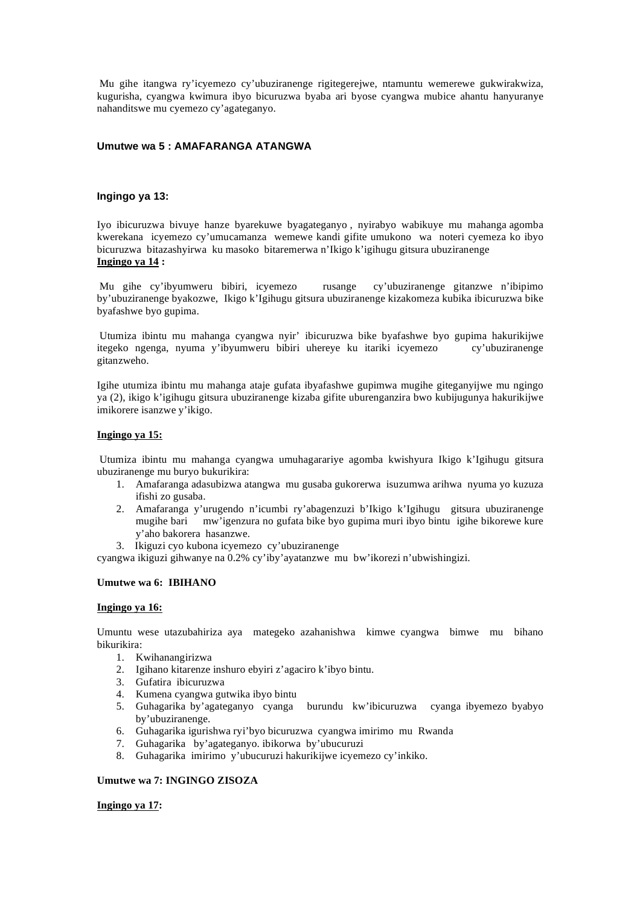Mu gihe itangwa ry'icyemezo cy'ubuziranenge rigitegerejwe, ntamuntu wemerewe gukwirakwiza, kugurisha, cyangwa kwimura ibyo bicuruzwa byaba ari byose cyangwa mubice ahantu hanyuranye nahanditswe mu cyemezo cy'agateganyo.

## Umutwe wa 5 : AMAFARANGA ATANGWA

### Ingingo ya 13:

Iyo ibicuruzwa bivuye hanze byarekuwe byagateganyo , nyirabyo wabikuye mu mahanga agomba kwerekana icyemezo cy'umucamanza wemewe kandi gifite umukono wa noteri cyemeza ko ibyo bicuruzwa bitazashyirwa ku masoko bitaremerwa n'Ikigo k'igihugu gitsura ubuziranenge

**Ingingo ya 14 :**

Mu gihe cy'ibyumweru bibiri, icyemezo rusange cy'ubuziranenge gitanzwe n'ibipimo by'ubuziranenge byakozwe, Ikigo k'Igihugu gitsura ubuziranenge kizakomeza kubika ibicuruzwa bike byafashwe byo gupima.

Utumiza ibintu mu mahanga cyangwa nyir' ibicuruzwa bike byafashwe byo gupima hakurikijwe itegeko ngenga, nyuma y'ibyumweru bibiri uhereye ku itariki icyemezo cy'ubuziranenge gitanzweho.

Igihe utumiza ibintu mu mahanga ataje gufata ibyafashwe gupimwa mugihe giteganyijwe mu ngingo ya (2), ikigo k'igihugu gitsura ubuziranenge kizaba gifite uburenganzira bwo kubijugunya hakurikijwe imikorere isanzwe y'ikigo.

**Ingingo ya 15:**

Utumiza ibintu mu mahanga cyangwa umuhagarariye agomba kwishyura Ikigo k'Igihugu gitsura ubuziranenge mu buryo bukurikira:

1. Amafaranga adasubizwa atangwa mu gusaba gukorerwa isuzumwa arihwa nyuma yo kuzuza ifishi zo gusaba.
2. Amafaranga y'urugendo n'icumbi ry'abagenzuzi b'Ikigo k'Igihugu gitsura ubuziranenge mugihe bari mw'igenzura no gufata bike byo gupima muri ibyo bintu igihe bikorewe kure y'aho bakorera hasanzwe.
3. Ikiguzi cyo kubona icyemezo cy'ubuziranenge

cyangwa ikiguzi gihwanye na 0.2% cy'iby'ayatanzwe mu bw'ikorezi n'ubwishingizi.

**Umutwe wa 6: IBIHANO**

**Ingingo ya 16:**

Umuntu wese utazubahiriza aya mategeko azahanishwa kimwe cyangwa bimwe mu bihano bikurikira:

1. Kwihanangirizwa
2. Igihano kitarenze inshuro ebyiri z'agaciro k'ibyo bintu.
3. Gufatira ibicuruzwa
4. Kumena cyangwa gutwika ibyo bintu
5. Guhagarika by'agateganyo cyanga burundu kw'ibicuruzwa cyanga ibyemezo byabyo by'ubuziranenge.
6. Guhagarika igurishwa ryi'byo bicuruzwa cyangwa imirimo mu Rwanda
7. Guhagarika by'agateganyo. ibikorwa by'ubucuruzi
8. Guhagarika imirimo y'ubucuruzi hakurikijwe icyemezo cy'inkiko.

**Umutwe wa 7: INGINGO ZISOZA**

**Ingingo ya 17:**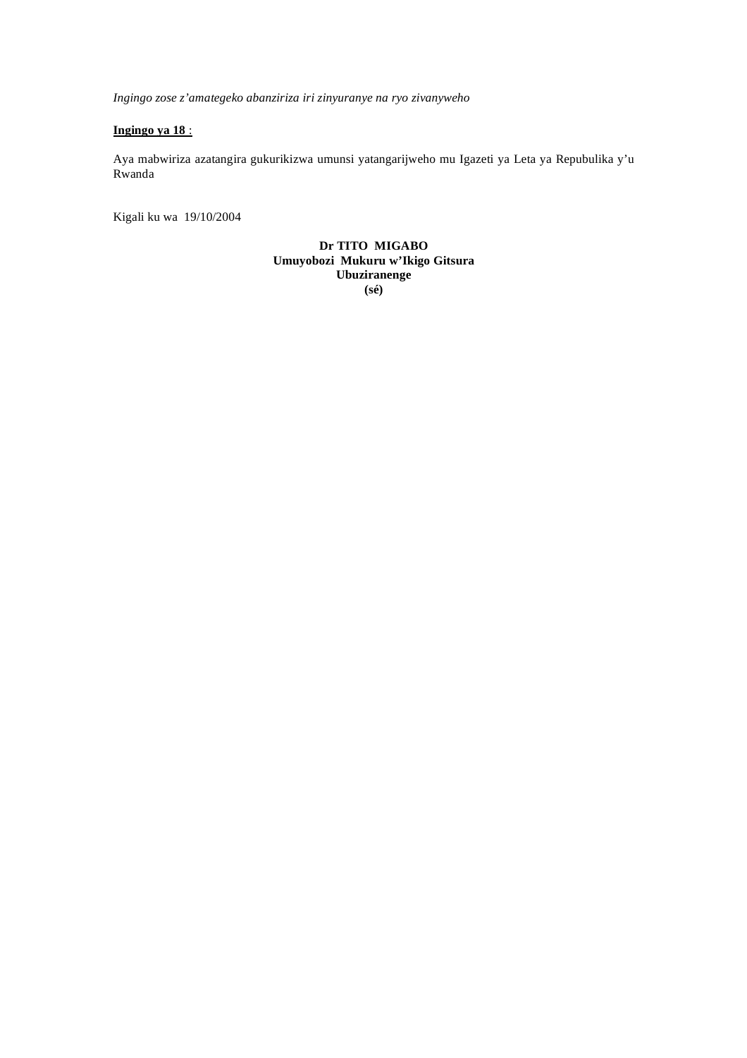*Ingingo zose z'amategeko abanziriza iri zinyuranye na ryo zivanyweho*

**Ingingo ya 18** :

Aya mabwiriza azatangira gukurikizwa umunsi yatangarijweho mu Igazeti ya Leta ya Repubulika y'u Rwanda

Kigali ku wa 19/10/2004

**Dr TITO MIGABO**
**Umuyobozi Mukuru w'Ikigo Gitsura Ubuziranenge**
**(sé)**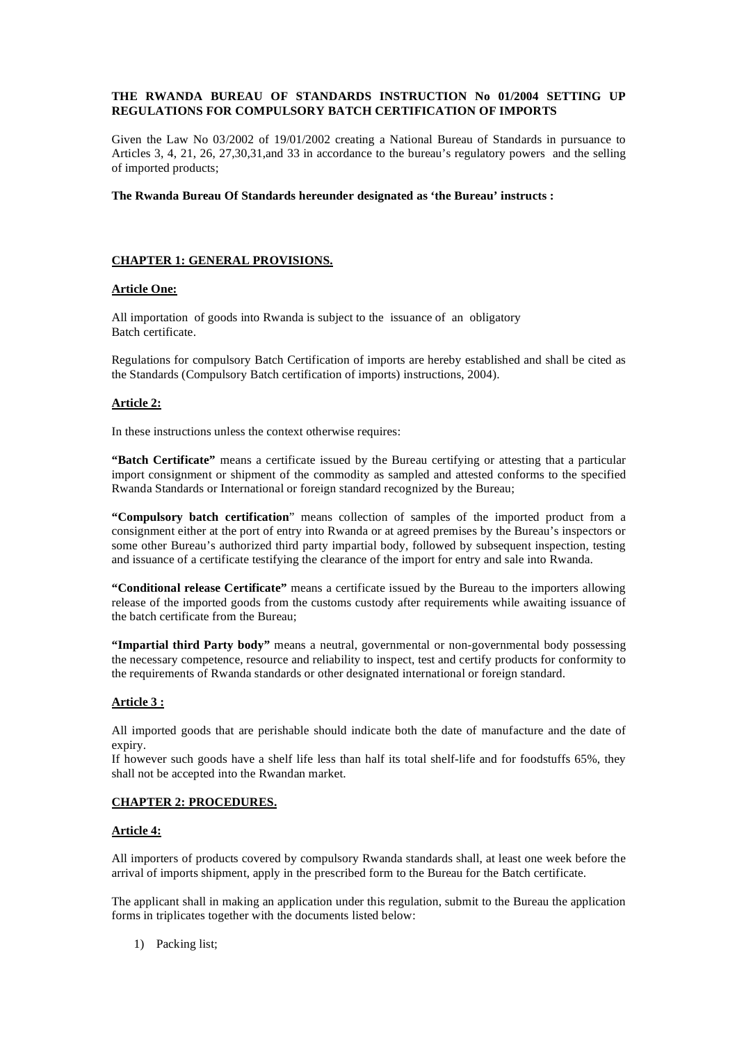**THE RWANDA BUREAU OF STANDARDS INSTRUCTION No 01/2004 SETTING UP REGULATIONS FOR COMPULSORY BATCH CERTIFICATION OF IMPORTS**

Given the Law No 03/2002 of 19/01/2002 creating a National Bureau of Standards in pursuance to Articles 3, 4, 21, 26, 27,30,31,and 33 in accordance to the bureau's regulatory powers and the selling of imported products;

**The Rwanda Bureau Of Standards hereunder designated as 'the Bureau' instructs :**

## CHAPTER 1: GENERAL PROVISIONS.

### Article One:

All importation of goods into Rwanda is subject to the issuance of an obligatory Batch certificate.

Regulations for compulsory Batch Certification of imports are hereby established and shall be cited as the Standards (Compulsory Batch certification of imports) instructions, 2004).

### Article 2:

In these instructions unless the context otherwise requires:

**"Batch Certificate"** means a certificate issued by the Bureau certifying or attesting that a particular import consignment or shipment of the commodity as sampled and attested conforms to the specified Rwanda Standards or International or foreign standard recognized by the Bureau;

**"Compulsory batch certification**" means collection of samples of the imported product from a consignment either at the port of entry into Rwanda or at agreed premises by the Bureau's inspectors or some other Bureau's authorized third party impartial body, followed by subsequent inspection, testing and issuance of a certificate testifying the clearance of the import for entry and sale into Rwanda.

**"Conditional release Certificate"** means a certificate issued by the Bureau to the importers allowing release of the imported goods from the customs custody after requirements while awaiting issuance of the batch certificate from the Bureau;

**"Impartial third Party body"** means a neutral, governmental or non-governmental body possessing the necessary competence, resource and reliability to inspect, test and certify products for conformity to the requirements of Rwanda standards or other designated international or foreign standard.

### Article 3 :

All imported goods that are perishable should indicate both the date of manufacture and the date of expiry.
If however such goods have a shelf life less than half its total shelf-life and for foodstuffs 65%, they shall not be accepted into the Rwandan market.

## CHAPTER 2: PROCEDURES.

### Article 4:

All importers of products covered by compulsory Rwanda standards shall, at least one week before the arrival of imports shipment, apply in the prescribed form to the Bureau for the Batch certificate.

The applicant shall in making an application under this regulation, submit to the Bureau the application forms in triplicates together with the documents listed below:

1) Packing list;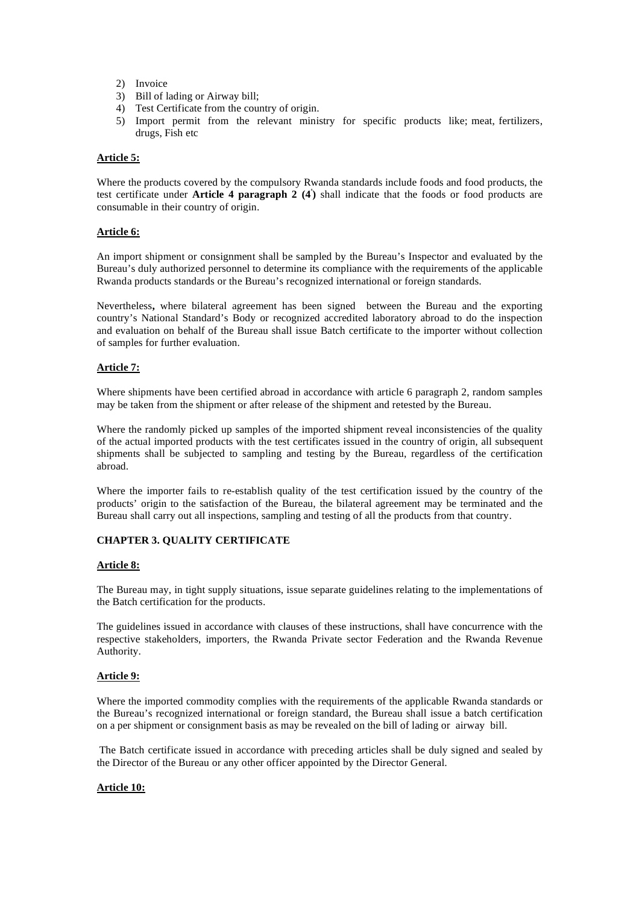2) Invoice
3) Bill of lading or Airway bill;
4) Test Certificate from the country of origin.
5) Import permit from the relevant ministry for specific products like; meat, fertilizers, drugs, Fish etc

**Article 5:**

Where the products covered by the compulsory Rwanda standards include foods and food products, the test certificate under **Article 4 paragraph 2 (4')** shall indicate that the foods or food products are consumable in their country of origin.

**Article 6:**

An import shipment or consignment shall be sampled by the Bureau's Inspector and evaluated by the Bureau's duly authorized personnel to determine its compliance with the requirements of the applicable Rwanda products standards or the Bureau's recognized international or foreign standards.

Nevertheless**,** where bilateral agreement has been signed between the Bureau and the exporting country's National Standard's Body or recognized accredited laboratory abroad to do the inspection and evaluation on behalf of the Bureau shall issue Batch certificate to the importer without collection of samples for further evaluation.

**Article 7:**

Where shipments have been certified abroad in accordance with article 6 paragraph 2, random samples may be taken from the shipment or after release of the shipment and retested by the Bureau.

Where the randomly picked up samples of the imported shipment reveal inconsistencies of the quality of the actual imported products with the test certificates issued in the country of origin, all subsequent shipments shall be subjected to sampling and testing by the Bureau, regardless of the certification abroad.

Where the importer fails to re-establish quality of the test certification issued by the country of the products' origin to the satisfaction of the Bureau, the bilateral agreement may be terminated and the Bureau shall carry out all inspections, sampling and testing of all the products from that country.

**CHAPTER 3. QUALITY CERTIFICATE**

**Article 8:**

The Bureau may, in tight supply situations, issue separate guidelines relating to the implementations of the Batch certification for the products.

The guidelines issued in accordance with clauses of these instructions, shall have concurrence with the respective stakeholders, importers, the Rwanda Private sector Federation and the Rwanda Revenue Authority.

**Article 9:**

Where the imported commodity complies with the requirements of the applicable Rwanda standards or the Bureau's recognized international or foreign standard, the Bureau shall issue a batch certification on a per shipment or consignment basis as may be revealed on the bill of lading or airway bill.

The Batch certificate issued in accordance with preceding articles shall be duly signed and sealed by the Director of the Bureau or any other officer appointed by the Director General.

**Article 10:**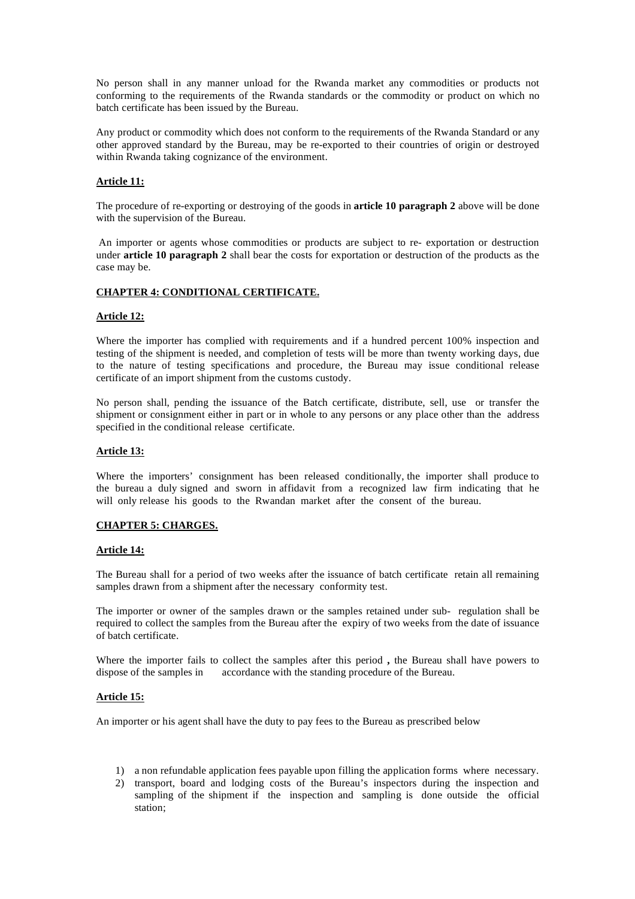No person shall in any manner unload for the Rwanda market any commodities or products not conforming to the requirements of the Rwanda standards or the commodity or product on which no batch certificate has been issued by the Bureau.

Any product or commodity which does not conform to the requirements of the Rwanda Standard or any other approved standard by the Bureau, may be re-exported to their countries of origin or destroyed within Rwanda taking cognizance of the environment.

**Article 11:**

The procedure of re-exporting or destroying of the goods in **article 10 paragraph 2** above will be done with the supervision of the Bureau.

An importer or agents whose commodities or products are subject to re- exportation or destruction under **article 10 paragraph 2** shall bear the costs for exportation or destruction of the products as the case may be.

**CHAPTER 4: CONDITIONAL CERTIFICATE.**

**Article 12:**

Where the importer has complied with requirements and if a hundred percent 100% inspection and testing of the shipment is needed, and completion of tests will be more than twenty working days, due to the nature of testing specifications and procedure, the Bureau may issue conditional release certificate of an import shipment from the customs custody.

No person shall, pending the issuance of the Batch certificate, distribute, sell, use or transfer the shipment or consignment either in part or in whole to any persons or any place other than the address specified in the conditional release certificate.

**Article 13:**

Where the importers' consignment has been released conditionally, the importer shall produce to the bureau a duly signed and sworn in affidavit from a recognized law firm indicating that he will only release his goods to the Rwandan market after the consent of the bureau.

**CHAPTER 5: CHARGES.**

**Article 14:**

The Bureau shall for a period of two weeks after the issuance of batch certificate retain all remaining samples drawn from a shipment after the necessary conformity test.

The importer or owner of the samples drawn or the samples retained under sub- regulation shall be required to collect the samples from the Bureau after the expiry of two weeks from the date of issuance of batch certificate.

Where the importer fails to collect the samples after this period **,** the Bureau shall have powers to dispose of the samples in accordance with the standing procedure of the Bureau.

**Article 15:**

An importer or his agent shall have the duty to pay fees to the Bureau as prescribed below

1) a non refundable application fees payable upon filling the application forms where necessary.
2) transport, board and lodging costs of the Bureau's inspectors during the inspection and sampling of the shipment if the inspection and sampling is done outside the official station;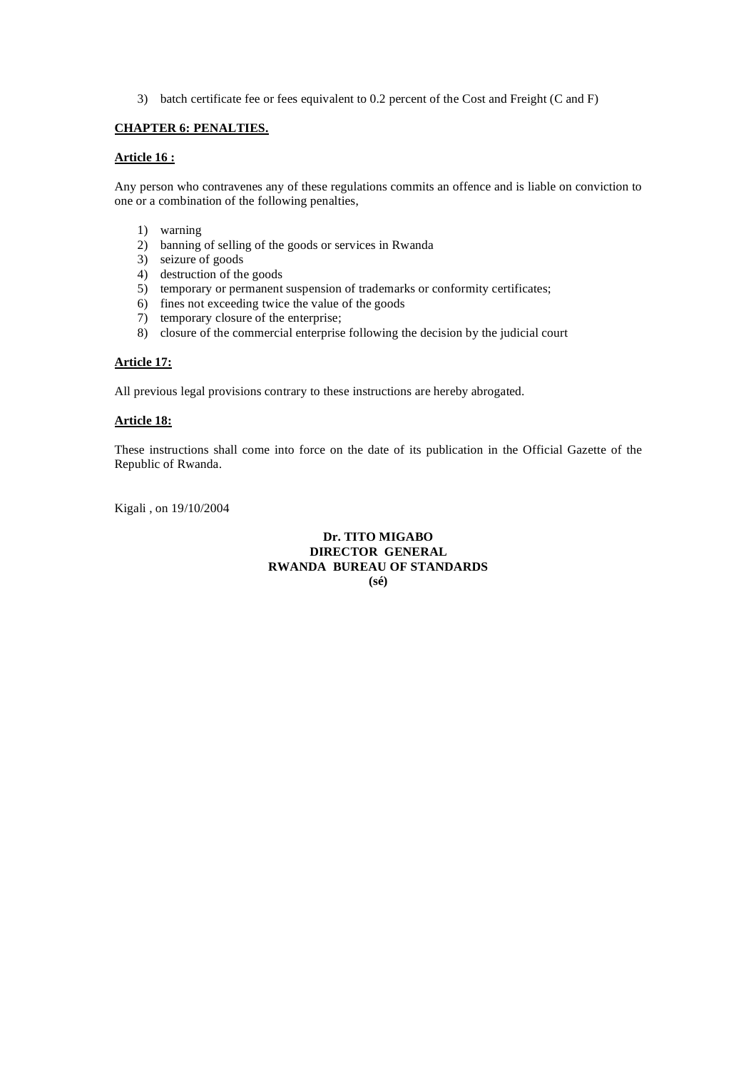3) batch certificate fee or fees equivalent to 0.2 percent of the Cost and Freight (C and F)

**CHAPTER 6: PENALTIES.**

**Article 16 :**

Any person who contravenes any of these regulations commits an offence and is liable on conviction to one or a combination of the following penalties,

1) warning
2) banning of selling of the goods or services in Rwanda
3) seizure of goods
4) destruction of the goods
5) temporary or permanent suspension of trademarks or conformity certificates;
6) fines not exceeding twice the value of the goods
7) temporary closure of the enterprise;
8) closure of the commercial enterprise following the decision by the judicial court

**Article 17:**

All previous legal provisions contrary to these instructions are hereby abrogated.

**Article 18:**

These instructions shall come into force on the date of its publication in the Official Gazette of the Republic of Rwanda.

Kigali , on 19/10/2004

**Dr. TITO MIGABO**
**DIRECTOR GENERAL**
**RWANDA BUREAU OF STANDARDS**
**(sé)**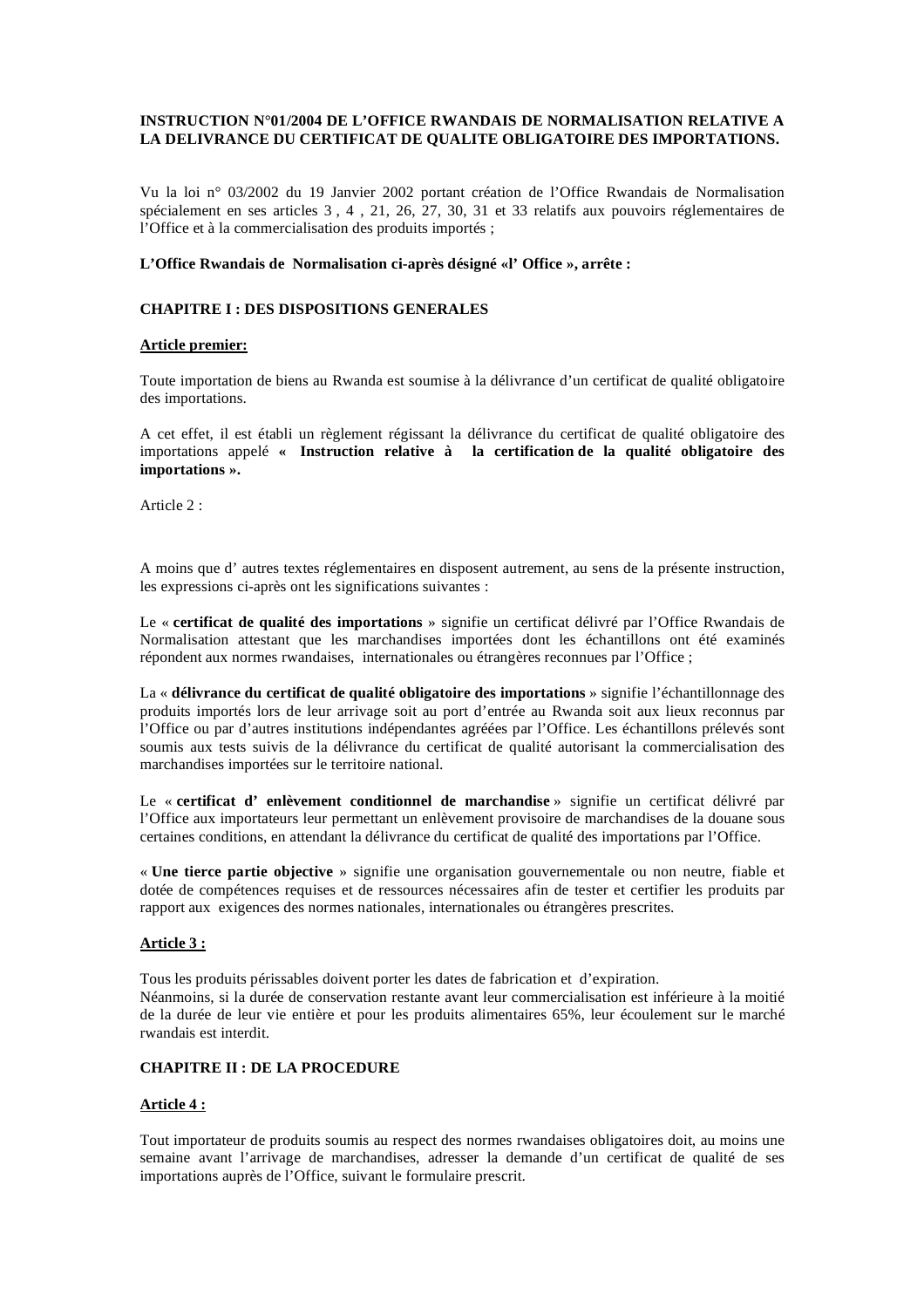**INSTRUCTION N°01/2004 DE L'OFFICE RWANDAIS DE NORMALISATION RELATIVE A LA DELIVRANCE DU CERTIFICAT DE QUALITE OBLIGATOIRE DES IMPORTATIONS.**

Vu la loi n° 03/2002 du 19 Janvier 2002 portant création de l'Office Rwandais de Normalisation spécialement en ses articles 3 , 4 , 21, 26, 27, 30, 31 et 33 relatifs aux pouvoirs réglementaires de l'Office et à la commercialisation des produits importés ;

**L'Office Rwandais de Normalisation ci-après désigné «l' Office », arrête :**

## CHAPITRE I : DES DISPOSITIONS GENERALES

**Article premier:**

Toute importation de biens au Rwanda est soumise à la délivrance d'un certificat de qualité obligatoire des importations.

A cet effet, il est établi un règlement régissant la délivrance du certificat de qualité obligatoire des importations appelé **« Instruction relative à la certification de la qualité obligatoire des importations ».**

Article 2 :

A moins que d' autres textes réglementaires en disposent autrement, au sens de la présente instruction, les expressions ci-après ont les significations suivantes :

Le « **certificat de qualité des importations** » signifie un certificat délivré par l'Office Rwandais de Normalisation attestant que les marchandises importées dont les échantillons ont été examinés répondent aux normes rwandaises, internationales ou étrangères reconnues par l'Office ;

La « **délivrance du certificat de qualité obligatoire des importations** » signifie l'échantillonnage des produits importés lors de leur arrivage soit au port d'entrée au Rwanda soit aux lieux reconnus par l'Office ou par d'autres institutions indépendantes agréées par l'Office. Les échantillons prélevés sont soumis aux tests suivis de la délivrance du certificat de qualité autorisant la commercialisation des marchandises importées sur le territoire national.

Le « **certificat d' enlèvement conditionnel de marchandise** » signifie un certificat délivré par l'Office aux importateurs leur permettant un enlèvement provisoire de marchandises de la douane sous certaines conditions, en attendant la délivrance du certificat de qualité des importations par l'Office.

« **Une tierce partie objective** » signifie une organisation gouvernementale ou non neutre, fiable et dotée de compétences requises et de ressources nécessaires afin de tester et certifier les produits par rapport aux exigences des normes nationales, internationales ou étrangères prescrites.

**Article 3 :**

Tous les produits périssables doivent porter les dates de fabrication et d'expiration.
Néanmoins, si la durée de conservation restante avant leur commercialisation est inférieure à la moitié de la durée de leur vie entière et pour les produits alimentaires 65%, leur écoulement sur le marché rwandais est interdit.

## CHAPITRE II : DE LA PROCEDURE

**Article 4 :**

Tout importateur de produits soumis au respect des normes rwandaises obligatoires doit, au moins une semaine avant l'arrivage de marchandises, adresser la demande d'un certificat de qualité de ses importations auprès de l'Office, suivant le formulaire prescrit.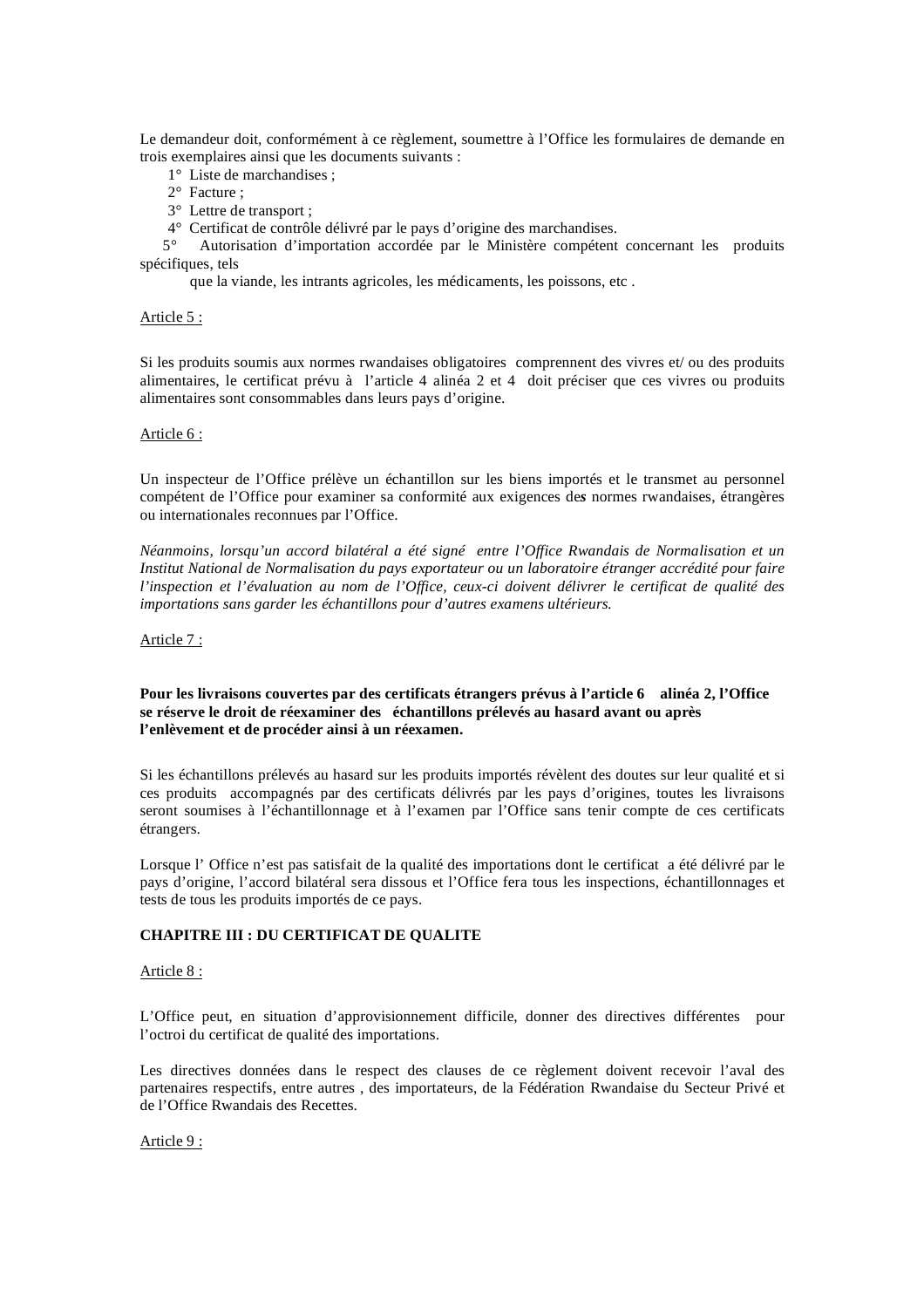Le demandeur doit, conformément à ce règlement, soumettre à l'Office les formulaires de demande en trois exemplaires ainsi que les documents suivants :

1° Liste de marchandises ;
2° Facture ;
3° Lettre de transport ;
4° Certificat de contrôle délivré par le pays d'origine des marchandises.
5° Autorisation d'importation accordée par le Ministère compétent concernant les produits spécifiques, tels que la viande, les intrants agricoles, les médicaments, les poissons, etc .

Article 5 :

Si les produits soumis aux normes rwandaises obligatoires comprennent des vivres et/ ou des produits alimentaires, le certificat prévu à l'article 4 alinéa 2 et 4 doit préciser que ces vivres ou produits alimentaires sont consommables dans leurs pays d'origine.

Article 6 :

Un inspecteur de l'Office prélève un échantillon sur les biens importés et le transmet au personnel compétent de l'Office pour examiner sa conformité aux exigences des normes rwandaises, étrangères ou internationales reconnues par l'Office.

*Néanmoins, lorsqu'un accord bilatéral a été signé entre l'Office Rwandais de Normalisation et un Institut National de Normalisation du pays exportateur ou un laboratoire étranger accrédité pour faire l'inspection et l'évaluation au nom de l'Office, ceux-ci doivent délivrer le certificat de qualité des importations sans garder les échantillons pour d'autres examens ultérieurs.*

Article 7 :

**Pour les livraisons couvertes par des certificats étrangers prévus à l'article 6 alinéa 2, l'Office se réserve le droit de réexaminer des échantillons prélevés au hasard avant ou après l'enlèvement et de procéder ainsi à un réexamen.**

Si les échantillons prélevés au hasard sur les produits importés révèlent des doutes sur leur qualité et si ces produits accompagnés par des certificats délivrés par les pays d'origines, toutes les livraisons seront soumises à l'échantillonnage et à l'examen par l'Office sans tenir compte de ces certificats étrangers.

Lorsque l' Office n'est pas satisfait de la qualité des importations dont le certificat a été délivré par le pays d'origine, l'accord bilatéral sera dissous et l'Office fera tous les inspections, échantillonnages et tests de tous les produits importés de ce pays.

**CHAPITRE III : DU CERTIFICAT DE QUALITE**

Article 8 :

L'Office peut, en situation d'approvisionnement difficile, donner des directives différentes pour l'octroi du certificat de qualité des importations.

Les directives données dans le respect des clauses de ce règlement doivent recevoir l'aval des partenaires respectifs, entre autres , des importateurs, de la Fédération Rwandaise du Secteur Privé et de l'Office Rwandais des Recettes.

Article 9 :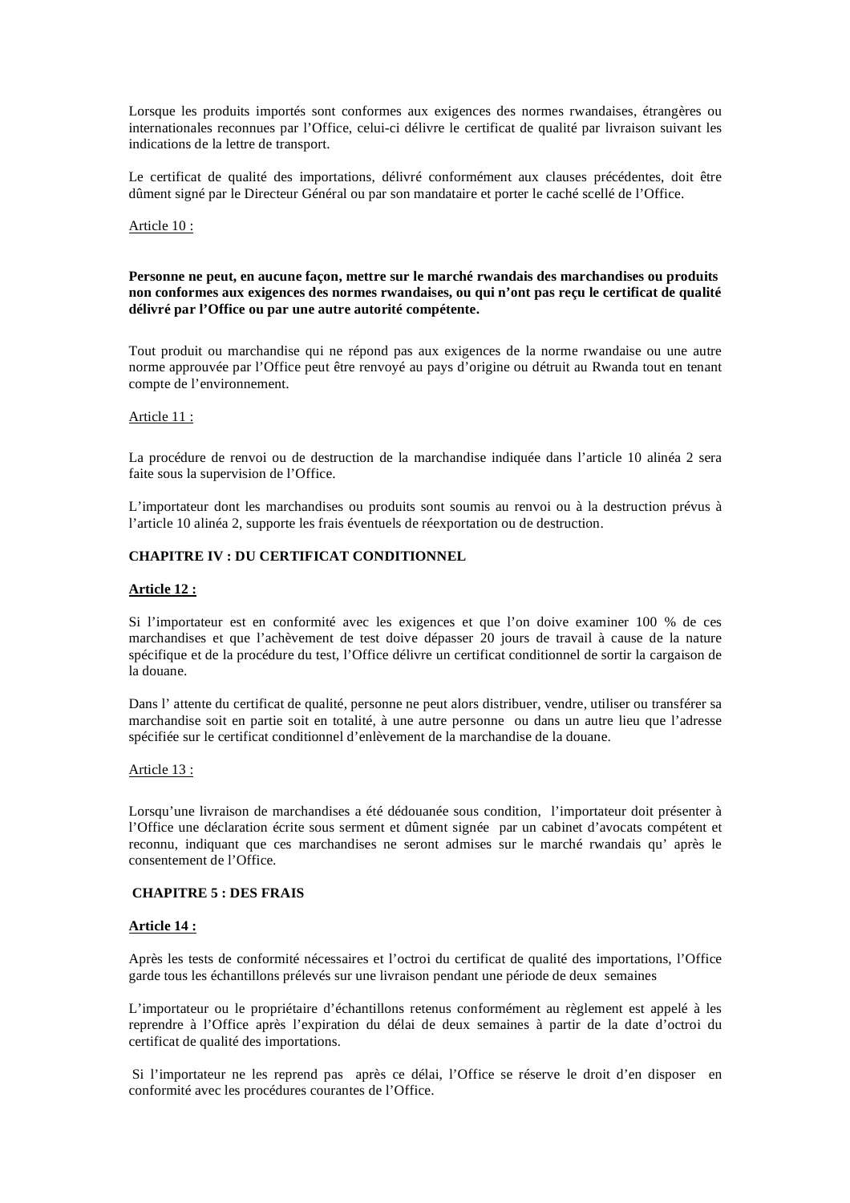Lorsque les produits importés sont conformes aux exigences des normes rwandaises, étrangères ou internationales reconnues par l'Office, celui-ci délivre le certificat de qualité par livraison suivant les indications de la lettre de transport.

Le certificat de qualité des importations, délivré conformément aux clauses précédentes, doit être dûment signé par le Directeur Général ou par son mandataire et porter le caché scellé de l'Office.

Article 10 :

**Personne ne peut, en aucune façon, mettre sur le marché rwandais des marchandises ou produits non conformes aux exigences des normes rwandaises, ou qui n'ont pas reçu le certificat de qualité délivré par l'Office ou par une autre autorité compétente.**

Tout produit ou marchandise qui ne répond pas aux exigences de la norme rwandaise ou une autre norme approuvée par l'Office peut être renvoyé au pays d'origine ou détruit au Rwanda tout en tenant compte de l'environnement.

Article 11 :

La procédure de renvoi ou de destruction de la marchandise indiquée dans l'article 10 alinéa 2 sera faite sous la supervision de l'Office.

L'importateur dont les marchandises ou produits sont soumis au renvoi ou à la destruction prévus à l'article 10 alinéa 2, supporte les frais éventuels de réexportation ou de destruction.

## CHAPITRE IV : DU CERTIFICAT CONDITIONNEL

**Article 12 :**

Si l'importateur est en conformité avec les exigences et que l'on doive examiner 100 % de ces marchandises et que l'achèvement de test doive dépasser 20 jours de travail à cause de la nature spécifique et de la procédure du test, l'Office délivre un certificat conditionnel de sortir la cargaison de la douane.

Dans l' attente du certificat de qualité, personne ne peut alors distribuer, vendre, utiliser ou transférer sa marchandise soit en partie soit en totalité, à une autre personne ou dans un autre lieu que l'adresse spécifiée sur le certificat conditionnel d'enlèvement de la marchandise de la douane.

Article 13 :

Lorsqu'une livraison de marchandises a été dédouanée sous condition, l'importateur doit présenter à l'Office une déclaration écrite sous serment et dûment signée par un cabinet d'avocats compétent et reconnu, indiquant que ces marchandises ne seront admises sur le marché rwandais qu' après le consentement de l'Office.

## CHAPITRE 5 : DES FRAIS

**Article 14 :**

Après les tests de conformité nécessaires et l'octroi du certificat de qualité des importations, l'Office garde tous les échantillons prélevés sur une livraison pendant une période de deux semaines

L'importateur ou le propriétaire d'échantillons retenus conformément au règlement est appelé à les reprendre à l'Office après l'expiration du délai de deux semaines à partir de la date d'octroi du certificat de qualité des importations.

Si l'importateur ne les reprend pas après ce délai, l'Office se réserve le droit d'en disposer en conformité avec les procédures courantes de l'Office.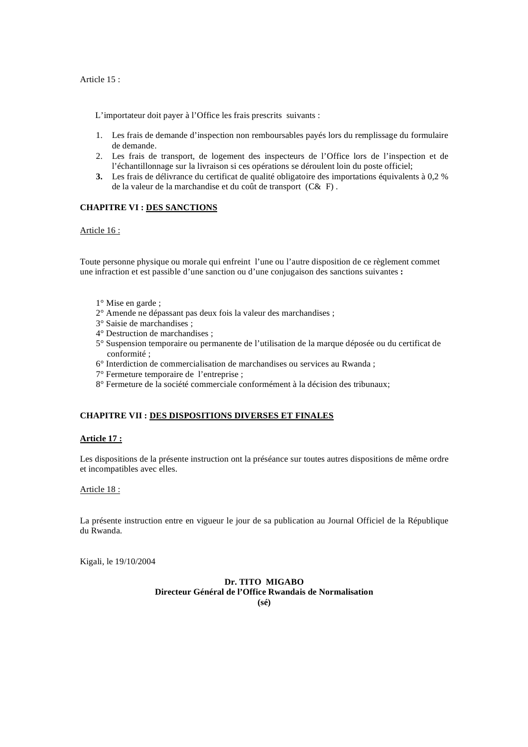Article 15 :

L'importateur doit payer à l'Office les frais prescrits suivants :

1. Les frais de demande d'inspection non remboursables payés lors du remplissage du formulaire de demande.
2. Les frais de transport, de logement des inspecteurs de l'Office lors de l'inspection et de l'échantillonnage sur la livraison si ces opérations se déroulent loin du poste officiel;
3. Les frais de délivrance du certificat de qualité obligatoire des importations équivalents à 0,2 % de la valeur de la marchandise et du coût de transport (C& F) .

**CHAPITRE VI : DES SANCTIONS**

Article 16 :

Toute personne physique ou morale qui enfreint l'une ou l'autre disposition de ce règlement commet une infraction et est passible d'une sanction ou d'une conjugaison des sanctions suivantes **:**

1° Mise en garde ;
2° Amende ne dépassant pas deux fois la valeur des marchandises ;
3° Saisie de marchandises ;
4° Destruction de marchandises ;
5° Suspension temporaire ou permanente de l'utilisation de la marque déposée ou du certificat de conformité ;
6° Interdiction de commercialisation de marchandises ou services au Rwanda ;
7° Fermeture temporaire de l'entreprise ;
8° Fermeture de la société commerciale conformément à la décision des tribunaux;

**CHAPITRE VII : DES DISPOSITIONS DIVERSES ET FINALES**

**Article 17 :**

Les dispositions de la présente instruction ont la préséance sur toutes autres dispositions de même ordre et incompatibles avec elles.

Article 18 :

La présente instruction entre en vigueur le jour de sa publication au Journal Officiel de la République du Rwanda.

Kigali, le 19/10/2004

**Dr. TITO MIGABO**
**Directeur Général de l'Office Rwandais de Normalisation**
**(sé)**